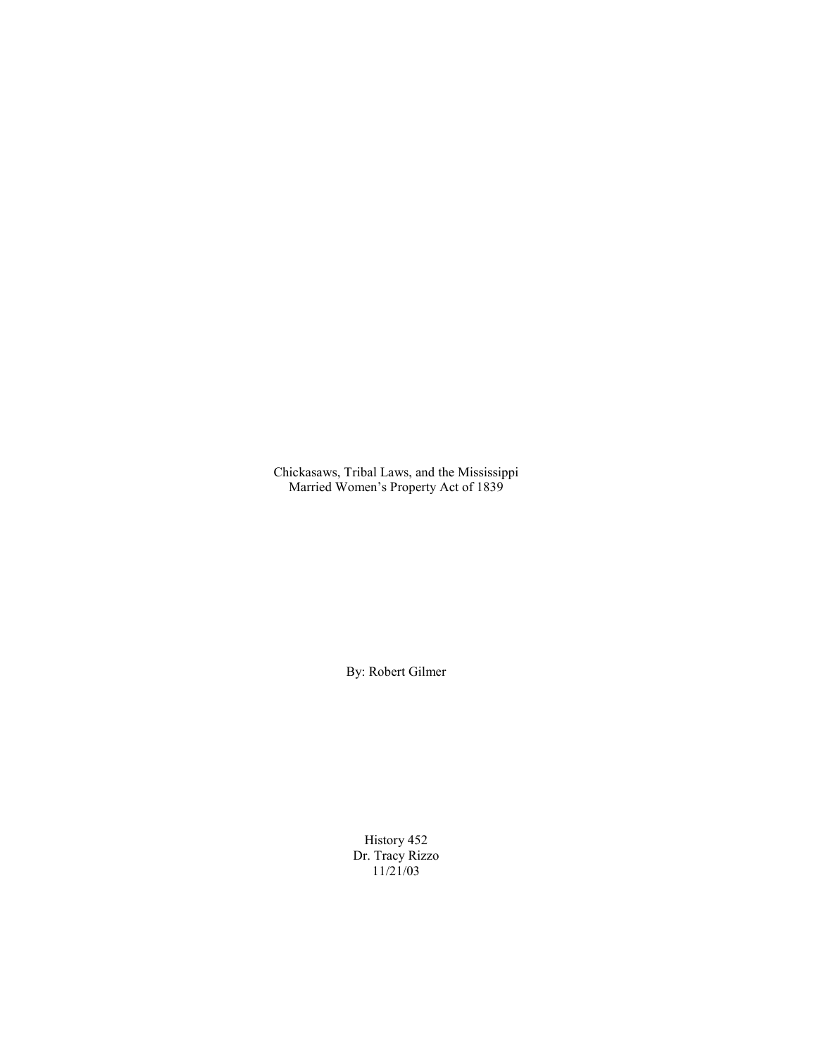# Chickasaws, Tribal Laws, and the Mississippi Married Women's Property Act of 1839

By: Robert Gilmer

History 452
Dr. Tracy Rizzo
11/21/03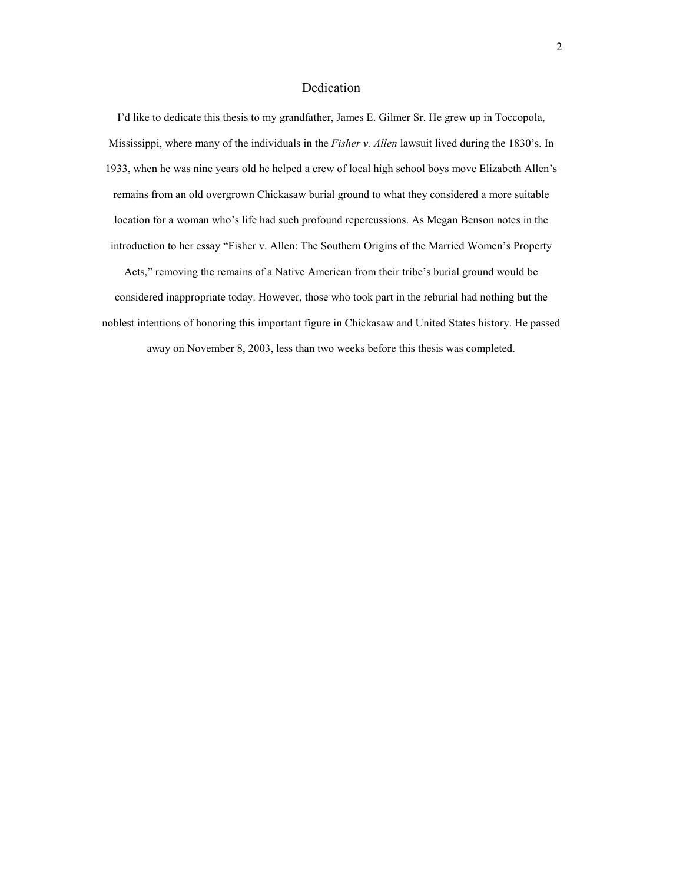## Dedication

I'd like to dedicate this thesis to my grandfather, James E. Gilmer Sr. He grew up in Toccopola, Mississippi, where many of the individuals in the *Fisher v. Allen* lawsuit lived during the 1830's. In 1933, when he was nine years old he helped a crew of local high school boys move Elizabeth Allen's remains from an old overgrown Chickasaw burial ground to what they considered a more suitable location for a woman who's life had such profound repercussions. As Megan Benson notes in the introduction to her essay "Fisher v. Allen: The Southern Origins of the Married Women's Property Acts," removing the remains of a Native American from their tribe's burial ground would be considered inappropriate today. However, those who took part in the reburial had nothing but the noblest intentions of honoring this important figure in Chickasaw and United States history. He passed away on November 8, 2003, less than two weeks before this thesis was completed.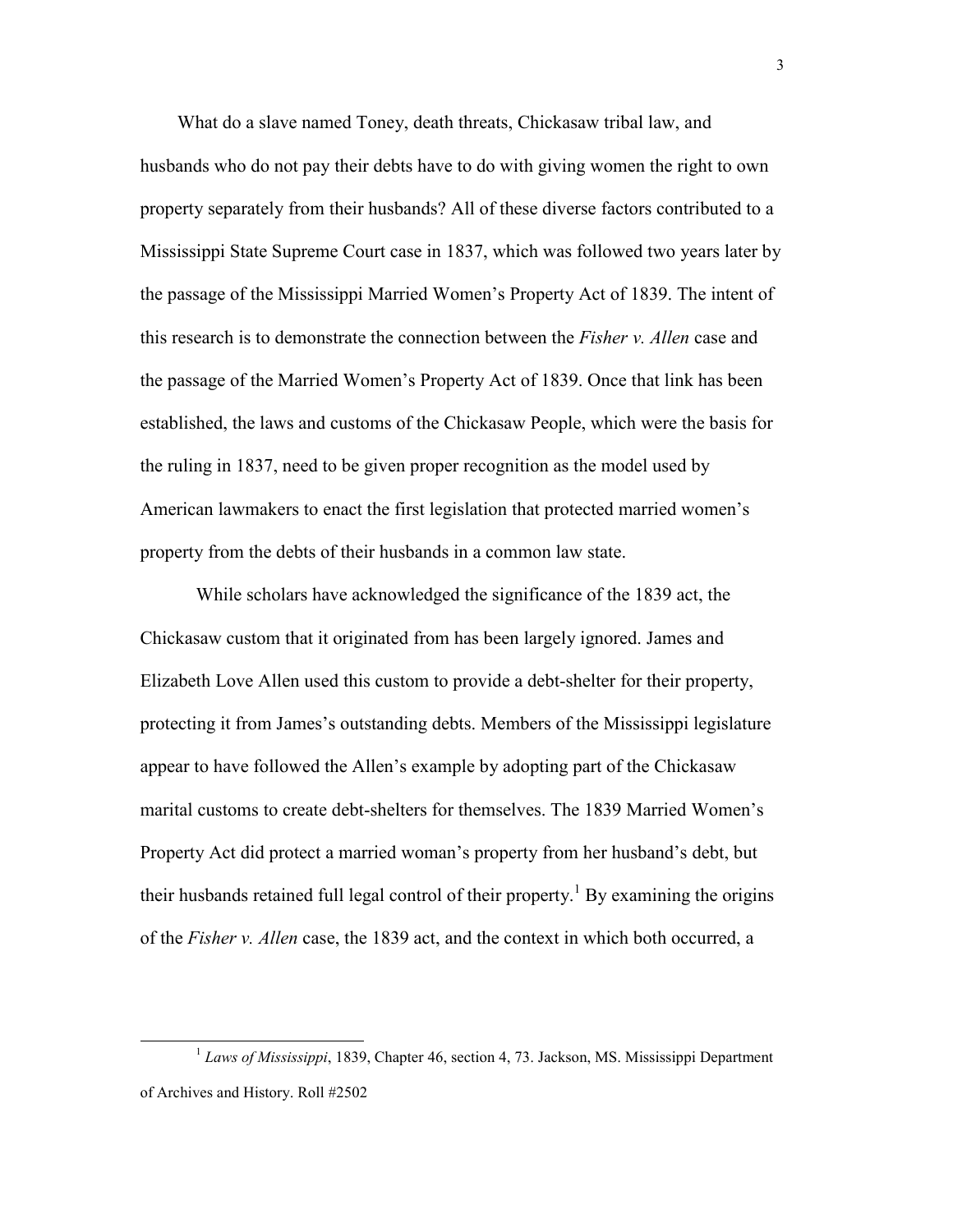What do a slave named Toney, death threats, Chickasaw tribal law, and husbands who do not pay their debts have to do with giving women the right to own property separately from their husbands? All of these diverse factors contributed to a Mississippi State Supreme Court case in 1837, which was followed two years later by the passage of the Mississippi Married Women's Property Act of 1839. The intent of this research is to demonstrate the connection between the *Fisher v. Allen* case and the passage of the Married Women's Property Act of 1839. Once that link has been established, the laws and customs of the Chickasaw People, which were the basis for the ruling in 1837, need to be given proper recognition as the model used by American lawmakers to enact the first legislation that protected married women's property from the debts of their husbands in a common law state.

While scholars have acknowledged the significance of the 1839 act, the Chickasaw custom that it originated from has been largely ignored. James and Elizabeth Love Allen used this custom to provide a debt-shelter for their property, protecting it from James's outstanding debts. Members of the Mississippi legislature appear to have followed the Allen's example by adopting part of the Chickasaw marital customs to create debt-shelters for themselves. The 1839 Married Women's Property Act did protect a married woman's property from her husband's debt, but their husbands retained full legal control of their property.[1] By examining the origins of the *Fisher v. Allen* case, the 1839 act, and the context in which both occurred, a

[1] *Laws of Mississippi*, 1839, Chapter 46, section 4, 73. Jackson, MS. Mississippi Department of Archives and History. Roll #2502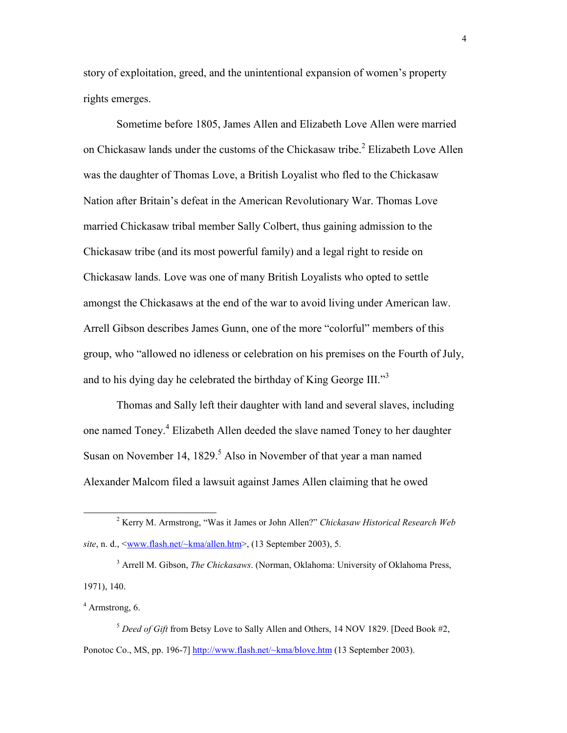story of exploitation, greed, and the unintentional expansion of women's property rights emerges.

Sometime before 1805, James Allen and Elizabeth Love Allen were married on Chickasaw lands under the customs of the Chickasaw tribe.[2] Elizabeth Love Allen was the daughter of Thomas Love, a British Loyalist who fled to the Chickasaw Nation after Britain's defeat in the American Revolutionary War. Thomas Love married Chickasaw tribal member Sally Colbert, thus gaining admission to the Chickasaw tribe (and its most powerful family) and a legal right to reside on Chickasaw lands. Love was one of many British Loyalists who opted to settle amongst the Chickasaws at the end of the war to avoid living under American law. Arrell Gibson describes James Gunn, one of the more "colorful" members of this group, who "allowed no idleness or celebration on his premises on the Fourth of July, and to his dying day he celebrated the birthday of King George III."[3]

Thomas and Sally left their daughter with land and several slaves, including one named Toney.[4] Elizabeth Allen deeded the slave named Toney to her daughter Susan on November 14, 1829.[5] Also in November of that year a man named Alexander Malcom filed a lawsuit against James Allen claiming that he owed

---

[2] Kerry M. Armstrong, "Was it James or John Allen?" *Chickasaw Historical Research Web site*, n. d., <www.flash.net/~kma/allen.htm>, (13 September 2003), 5.

[3] Arrell M. Gibson, *The Chickasaws*. (Norman, Oklahoma: University of Oklahoma Press, 1971), 140.

[4] Armstrong, 6.

[5] *Deed of Gift* from Betsy Love to Sally Allen and Others, 14 NOV 1829. [Deed Book #2, Ponotoc Co., MS, pp. 196-7] http://www.flash.net/~kma/blove.htm (13 September 2003).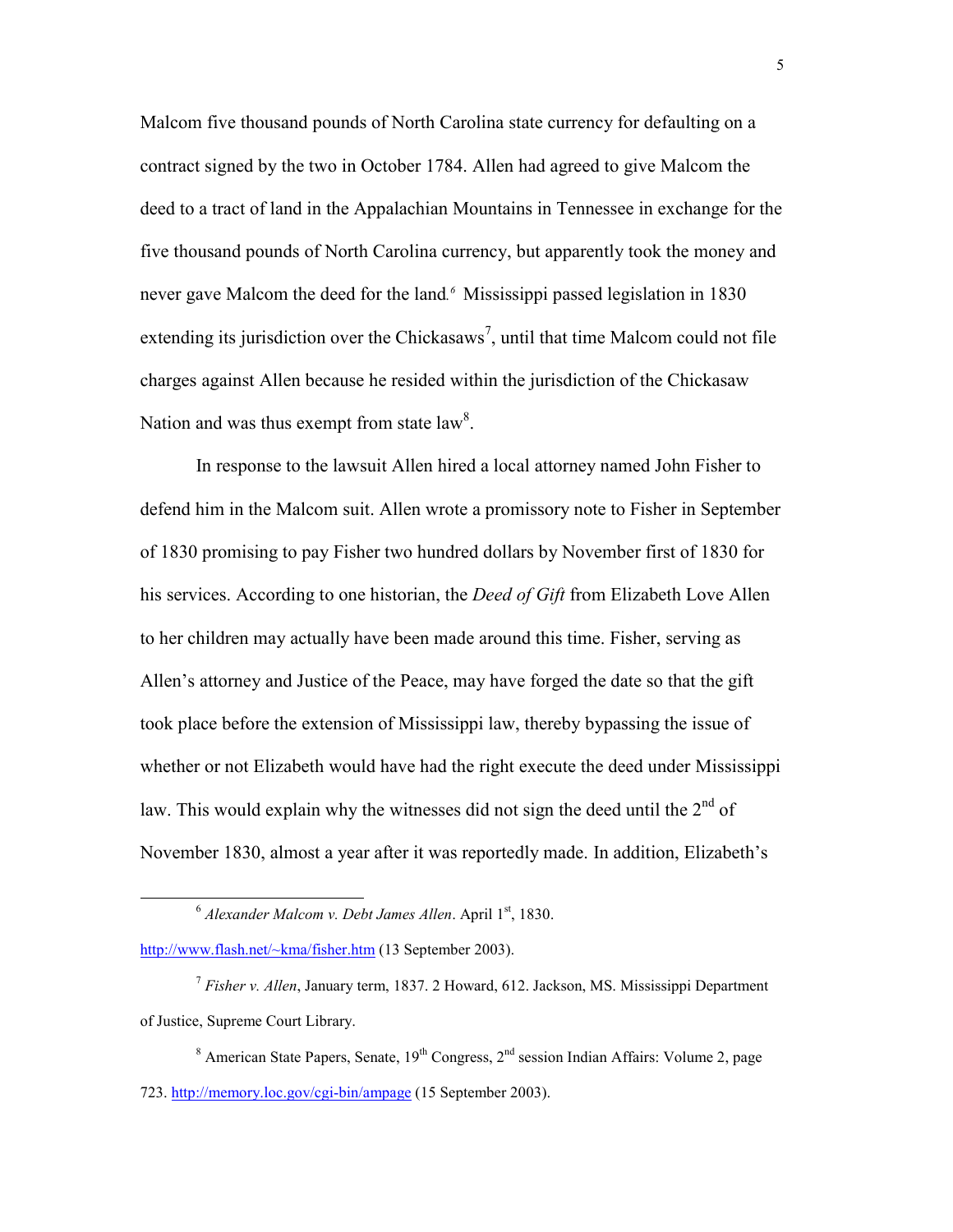Malcom five thousand pounds of North Carolina state currency for defaulting on a contract signed by the two in October 1784. Allen had agreed to give Malcom the deed to a tract of land in the Appalachian Mountains in Tennessee in exchange for the five thousand pounds of North Carolina currency, but apparently took the money and never gave Malcom the deed for the land.[6] Mississippi passed legislation in 1830 extending its jurisdiction over the Chickasaws[7], until that time Malcom could not file charges against Allen because he resided within the jurisdiction of the Chickasaw Nation and was thus exempt from state law[8].

In response to the lawsuit Allen hired a local attorney named John Fisher to defend him in the Malcom suit. Allen wrote a promissory note to Fisher in September of 1830 promising to pay Fisher two hundred dollars by November first of 1830 for his services. According to one historian, the *Deed of Gift* from Elizabeth Love Allen to her children may actually have been made around this time. Fisher, serving as Allen's attorney and Justice of the Peace, may have forged the date so that the gift took place before the extension of Mississippi law, thereby bypassing the issue of whether or not Elizabeth would have had the right execute the deed under Mississippi law. This would explain why the witnesses did not sign the deed until the 2nd of November 1830, almost a year after it was reportedly made. In addition, Elizabeth's

---

[6] *Alexander Malcom v. Debt James Allen*. April 1st, 1830. http://www.flash.net/~kma/fisher.htm (13 September 2003).

[7] *Fisher v. Allen*, January term, 1837. 2 Howard, 612. Jackson, MS. Mississippi Department of Justice, Supreme Court Library.

[8] American State Papers, Senate, 19th Congress, 2nd session Indian Affairs: Volume 2, page 723. http://memory.loc.gov/cgi-bin/ampage (15 September 2003).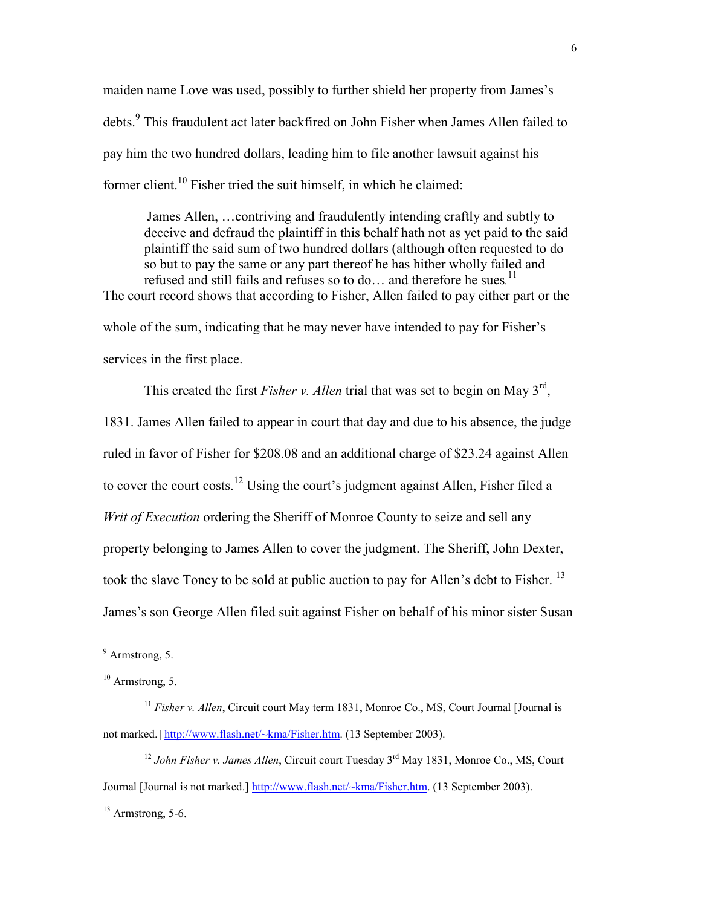maiden name Love was used, possibly to further shield her property from James's debts.[9] This fraudulent act later backfired on John Fisher when James Allen failed to pay him the two hundred dollars, leading him to file another lawsuit against his former client.[10] Fisher tried the suit himself, in which he claimed:

> James Allen, …contriving and fraudulently intending craftly and subtly to deceive and defraud the plaintiff in this behalf hath not as yet paid to the said plaintiff the said sum of two hundred dollars (although often requested to do so but to pay the same or any part thereof he has hither wholly failed and refused and still fails and refuses so to do… and therefore he sues.[11]

The court record shows that according to Fisher, Allen failed to pay either part or the whole of the sum, indicating that he may never have intended to pay for Fisher's services in the first place.

This created the first *Fisher v. Allen* trial that was set to begin on May 3rd, 1831. James Allen failed to appear in court that day and due to his absence, the judge ruled in favor of Fisher for $208.08 and an additional charge of $23.24 against Allen to cover the court costs.[12] Using the court's judgment against Allen, Fisher filed a *Writ of Execution* ordering the Sheriff of Monroe County to seize and sell any property belonging to James Allen to cover the judgment. The Sheriff, John Dexter, took the slave Toney to be sold at public auction to pay for Allen's debt to Fisher.[13] James's son George Allen filed suit against Fisher on behalf of his minor sister Susan

---

[9] Armstrong, 5.

[10] Armstrong, 5.

[11] *Fisher v. Allen*, Circuit court May term 1831, Monroe Co., MS, Court Journal [Journal is not marked.] http://www.flash.net/~kma/Fisher.htm. (13 September 2003).

[12] *John Fisher v. James Allen*, Circuit court Tuesday 3rd May 1831, Monroe Co., MS, Court Journal [Journal is not marked.] http://www.flash.net/~kma/Fisher.htm. (13 September 2003).

[13] Armstrong, 5-6.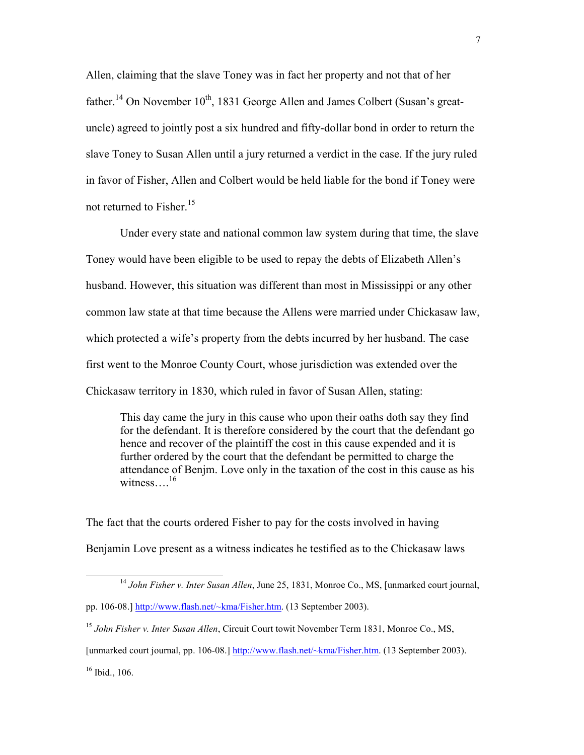Allen, claiming that the slave Toney was in fact her property and not that of her father.[14] On November 10th, 1831 George Allen and James Colbert (Susan's great-uncle) agreed to jointly post a six hundred and fifty-dollar bond in order to return the slave Toney to Susan Allen until a jury returned a verdict in the case. If the jury ruled in favor of Fisher, Allen and Colbert would be held liable for the bond if Toney were not returned to Fisher.[15]

Under every state and national common law system during that time, the slave Toney would have been eligible to be used to repay the debts of Elizabeth Allen's husband. However, this situation was different than most in Mississippi or any other common law state at that time because the Allens were married under Chickasaw law, which protected a wife's property from the debts incurred by her husband. The case first went to the Monroe County Court, whose jurisdiction was extended over the Chickasaw territory in 1830, which ruled in favor of Susan Allen, stating:

> This day came the jury in this cause who upon their oaths doth say they find for the defendant. It is therefore considered by the court that the defendant go hence and recover of the plaintiff the cost in this cause expended and it is further ordered by the court that the defendant be permitted to charge the attendance of Benjm. Love only in the taxation of the cost in this cause as his witness….[16]

The fact that the courts ordered Fisher to pay for the costs involved in having Benjamin Love present as a witness indicates he testified as to the Chickasaw laws

---

[14] *John Fisher v. Inter Susan Allen*, June 25, 1831, Monroe Co., MS, [unmarked court journal, pp. 106-08.] http://www.flash.net/~kma/Fisher.htm. (13 September 2003).

[15] *John Fisher v. Inter Susan Allen*, Circuit Court towit November Term 1831, Monroe Co., MS, [unmarked court journal, pp. 106-08.] http://www.flash.net/~kma/Fisher.htm. (13 September 2003).

[16] Ibid., 106.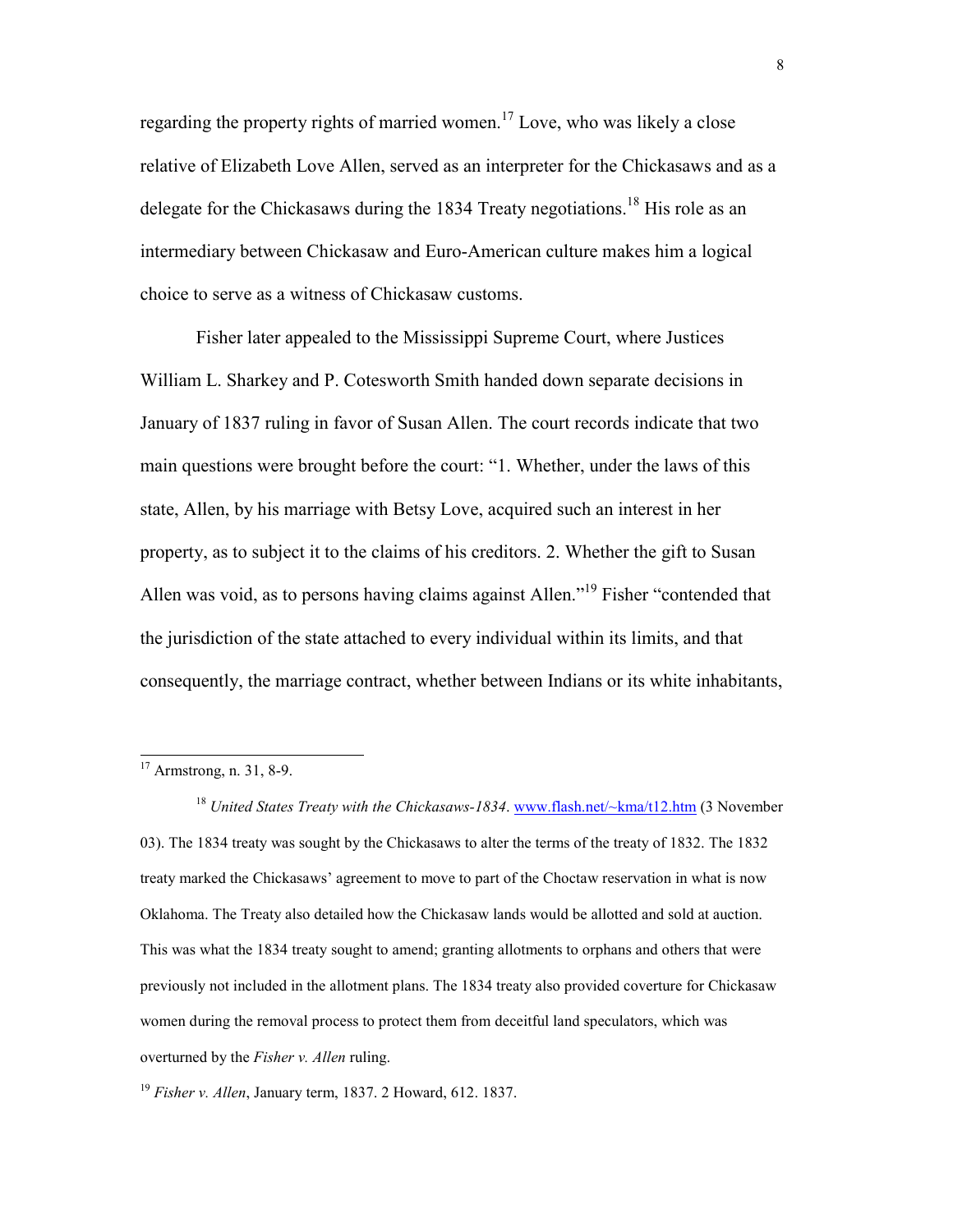regarding the property rights of married women.[17] Love, who was likely a close relative of Elizabeth Love Allen, served as an interpreter for the Chickasaws and as a delegate for the Chickasaws during the 1834 Treaty negotiations.[18] His role as an intermediary between Chickasaw and Euro-American culture makes him a logical choice to serve as a witness of Chickasaw customs.

Fisher later appealed to the Mississippi Supreme Court, where Justices William L. Sharkey and P. Cotesworth Smith handed down separate decisions in January of 1837 ruling in favor of Susan Allen. The court records indicate that two main questions were brought before the court: "1. Whether, under the laws of this state, Allen, by his marriage with Betsy Love, acquired such an interest in her property, as to subject it to the claims of his creditors. 2. Whether the gift to Susan Allen was void, as to persons having claims against Allen."[19] Fisher "contended that the jurisdiction of the state attached to every individual within its limits, and that consequently, the marriage contract, whether between Indians or its white inhabitants,

---

[17] Armstrong, n. 31, 8-9.

[18] *United States Treaty with the Chickasaws-1834*. www.flash.net/~kma/t12.htm (3 November 03). The 1834 treaty was sought by the Chickasaws to alter the terms of the treaty of 1832. The 1832 treaty marked the Chickasaws' agreement to move to part of the Choctaw reservation in what is now Oklahoma. The Treaty also detailed how the Chickasaw lands would be allotted and sold at auction. This was what the 1834 treaty sought to amend; granting allotments to orphans and others that were previously not included in the allotment plans. The 1834 treaty also provided coverture for Chickasaw women during the removal process to protect them from deceitful land speculators, which was overturned by the *Fisher v. Allen* ruling.

[19] *Fisher v. Allen*, January term, 1837. 2 Howard, 612. 1837.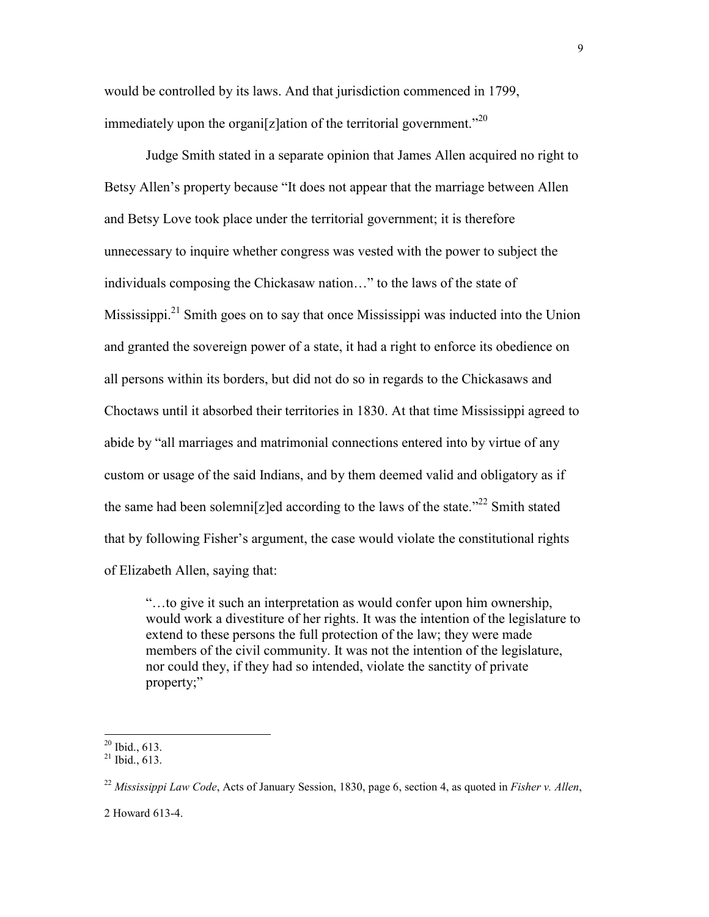would be controlled by its laws. And that jurisdiction commenced in 1799, immediately upon the organi[z]ation of the territorial government."[20]

Judge Smith stated in a separate opinion that James Allen acquired no right to Betsy Allen's property because "It does not appear that the marriage between Allen and Betsy Love took place under the territorial government; it is therefore unnecessary to inquire whether congress was vested with the power to subject the individuals composing the Chickasaw nation…" to the laws of the state of Mississippi.[21] Smith goes on to say that once Mississippi was inducted into the Union and granted the sovereign power of a state, it had a right to enforce its obedience on all persons within its borders, but did not do so in regards to the Chickasaws and Choctaws until it absorbed their territories in 1830. At that time Mississippi agreed to abide by "all marriages and matrimonial connections entered into by virtue of any custom or usage of the said Indians, and by them deemed valid and obligatory as if the same had been solemni[z]ed according to the laws of the state."[22] Smith stated that by following Fisher's argument, the case would violate the constitutional rights of Elizabeth Allen, saying that:

> "…to give it such an interpretation as would confer upon him ownership, would work a divestiture of her rights. It was the intention of the legislature to extend to these persons the full protection of the law; they were made members of the civil community. It was not the intention of the legislature, nor could they, if they had so intended, violate the sanctity of private property;"

---

[20] Ibid., 613.

[21] Ibid., 613.

[22] *Mississippi Law Code*, Acts of January Session, 1830, page 6, section 4, as quoted in *Fisher v. Allen*, 2 Howard 613-4.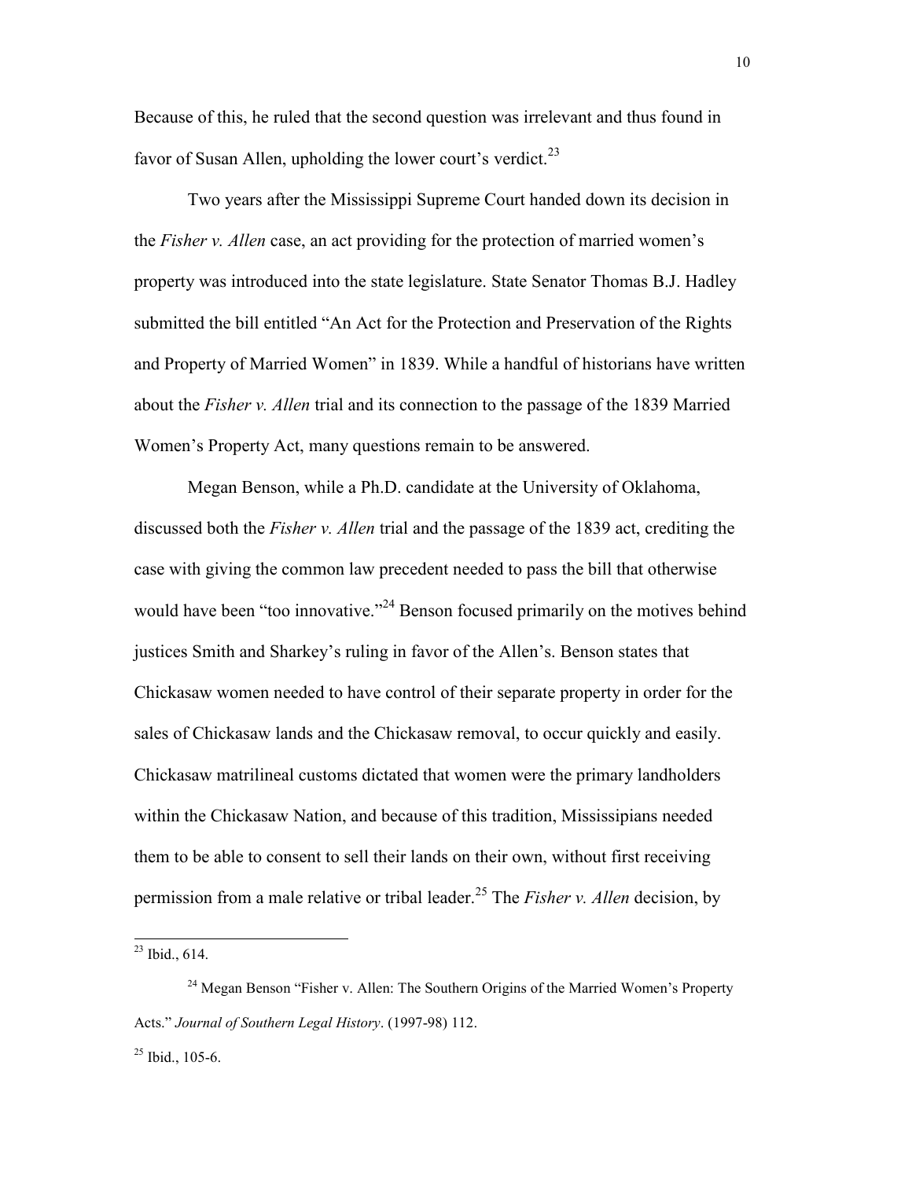Because of this, he ruled that the second question was irrelevant and thus found in favor of Susan Allen, upholding the lower court's verdict.[23]

Two years after the Mississippi Supreme Court handed down its decision in the *Fisher v. Allen* case, an act providing for the protection of married women's property was introduced into the state legislature. State Senator Thomas B.J. Hadley submitted the bill entitled "An Act for the Protection and Preservation of the Rights and Property of Married Women" in 1839. While a handful of historians have written about the *Fisher v. Allen* trial and its connection to the passage of the 1839 Married Women's Property Act, many questions remain to be answered.

Megan Benson, while a Ph.D. candidate at the University of Oklahoma, discussed both the *Fisher v. Allen* trial and the passage of the 1839 act, crediting the case with giving the common law precedent needed to pass the bill that otherwise would have been "too innovative."[24] Benson focused primarily on the motives behind justices Smith and Sharkey's ruling in favor of the Allen's. Benson states that Chickasaw women needed to have control of their separate property in order for the sales of Chickasaw lands and the Chickasaw removal, to occur quickly and easily. Chickasaw matrilineal customs dictated that women were the primary landholders within the Chickasaw Nation, and because of this tradition, Mississipians needed them to be able to consent to sell their lands on their own, without first receiving permission from a male relative or tribal leader.[25] The *Fisher v. Allen* decision, by

---

[23] Ibid., 614.

[24] Megan Benson "Fisher v. Allen: The Southern Origins of the Married Women's Property Acts." *Journal of Southern Legal History*. (1997-98) 112.

[25] Ibid., 105-6.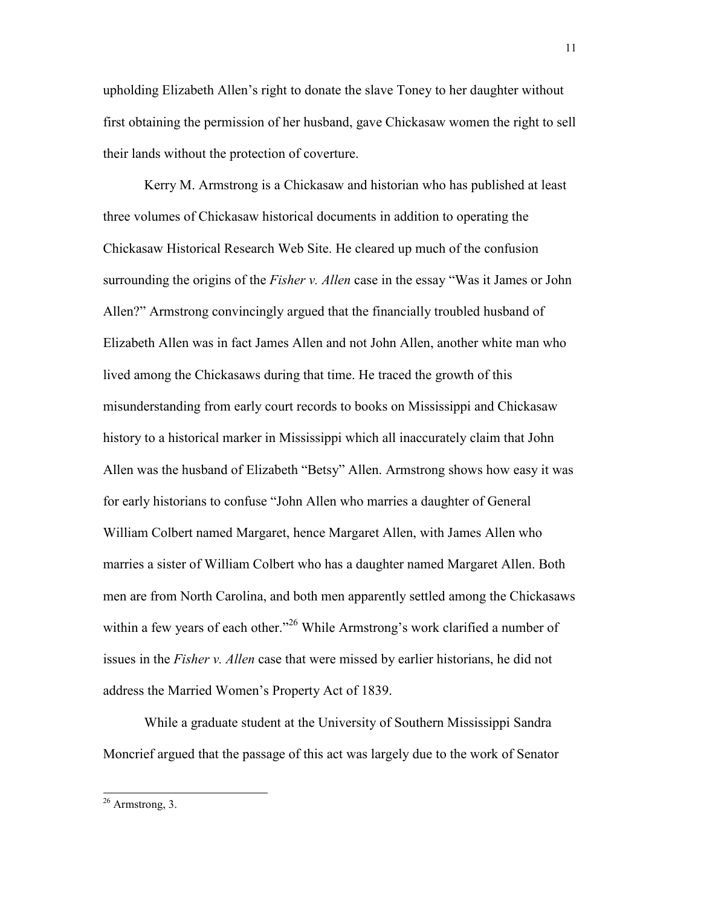upholding Elizabeth Allen's right to donate the slave Toney to her daughter without first obtaining the permission of her husband, gave Chickasaw women the right to sell their lands without the protection of coverture.

Kerry M. Armstrong is a Chickasaw and historian who has published at least three volumes of Chickasaw historical documents in addition to operating the Chickasaw Historical Research Web Site. He cleared up much of the confusion surrounding the origins of the *Fisher v. Allen* case in the essay "Was it James or John Allen?" Armstrong convincingly argued that the financially troubled husband of Elizabeth Allen was in fact James Allen and not John Allen, another white man who lived among the Chickasaws during that time. He traced the growth of this misunderstanding from early court records to books on Mississippi and Chickasaw history to a historical marker in Mississippi which all inaccurately claim that John Allen was the husband of Elizabeth "Betsy" Allen. Armstrong shows how easy it was for early historians to confuse "John Allen who marries a daughter of General William Colbert named Margaret, hence Margaret Allen, with James Allen who marries a sister of William Colbert who has a daughter named Margaret Allen. Both men are from North Carolina, and both men apparently settled among the Chickasaws within a few years of each other."[26] While Armstrong's work clarified a number of issues in the *Fisher v. Allen* case that were missed by earlier historians, he did not address the Married Women's Property Act of 1839.

While a graduate student at the University of Southern Mississippi Sandra Moncrief argued that the passage of this act was largely due to the work of Senator

[26] Armstrong, 3.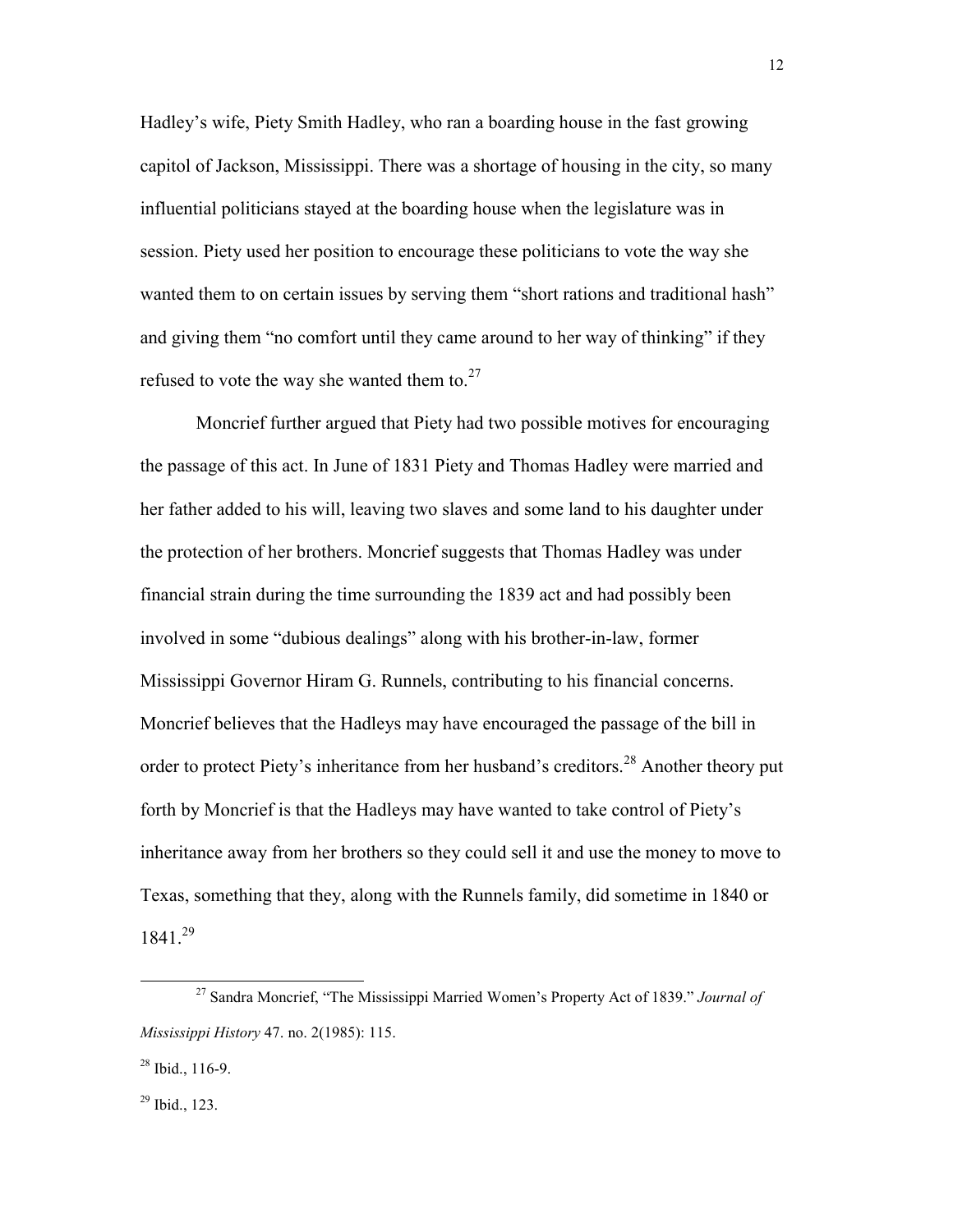Hadley's wife, Piety Smith Hadley, who ran a boarding house in the fast growing capitol of Jackson, Mississippi. There was a shortage of housing in the city, so many influential politicians stayed at the boarding house when the legislature was in session. Piety used her position to encourage these politicians to vote the way she wanted them to on certain issues by serving them "short rations and traditional hash" and giving them "no comfort until they came around to her way of thinking" if they refused to vote the way she wanted them to.[27]

Moncrief further argued that Piety had two possible motives for encouraging the passage of this act. In June of 1831 Piety and Thomas Hadley were married and her father added to his will, leaving two slaves and some land to his daughter under the protection of her brothers. Moncrief suggests that Thomas Hadley was under financial strain during the time surrounding the 1839 act and had possibly been involved in some "dubious dealings" along with his brother-in-law, former Mississippi Governor Hiram G. Runnels, contributing to his financial concerns. Moncrief believes that the Hadleys may have encouraged the passage of the bill in order to protect Piety's inheritance from her husband's creditors.[28] Another theory put forth by Moncrief is that the Hadleys may have wanted to take control of Piety's inheritance away from her brothers so they could sell it and use the money to move to Texas, something that they, along with the Runnels family, did sometime in 1840 or 1841.[29]

---

[27] Sandra Moncrief, "The Mississippi Married Women's Property Act of 1839." *Journal of Mississippi History* 47. no. 2(1985): 115.

[28] Ibid., 116-9.

[29] Ibid., 123.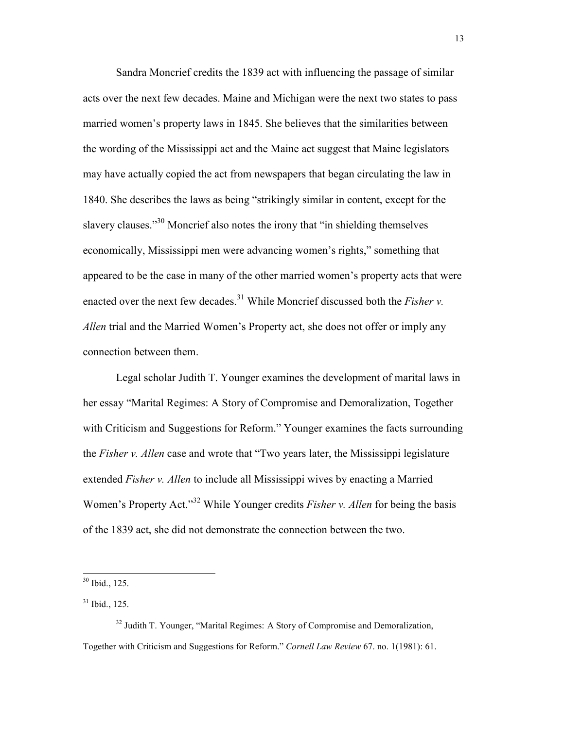Sandra Moncrief credits the 1839 act with influencing the passage of similar acts over the next few decades. Maine and Michigan were the next two states to pass married women's property laws in 1845. She believes that the similarities between the wording of the Mississippi act and the Maine act suggest that Maine legislators may have actually copied the act from newspapers that began circulating the law in 1840. She describes the laws as being "strikingly similar in content, except for the slavery clauses."[30] Moncrief also notes the irony that "in shielding themselves economically, Mississippi men were advancing women's rights," something that appeared to be the case in many of the other married women's property acts that were enacted over the next few decades.[31] While Moncrief discussed both the *Fisher v. Allen* trial and the Married Women's Property act, she does not offer or imply any connection between them.

Legal scholar Judith T. Younger examines the development of marital laws in her essay "Marital Regimes: A Story of Compromise and Demoralization, Together with Criticism and Suggestions for Reform." Younger examines the facts surrounding the *Fisher v. Allen* case and wrote that "Two years later, the Mississippi legislature extended *Fisher v. Allen* to include all Mississippi wives by enacting a Married Women's Property Act."[32] While Younger credits *Fisher v. Allen* for being the basis of the 1839 act, she did not demonstrate the connection between the two.

---

[30] Ibid., 125.

[31] Ibid., 125.

[32] Judith T. Younger, "Marital Regimes: A Story of Compromise and Demoralization, Together with Criticism and Suggestions for Reform." *Cornell Law Review* 67. no. 1(1981): 61.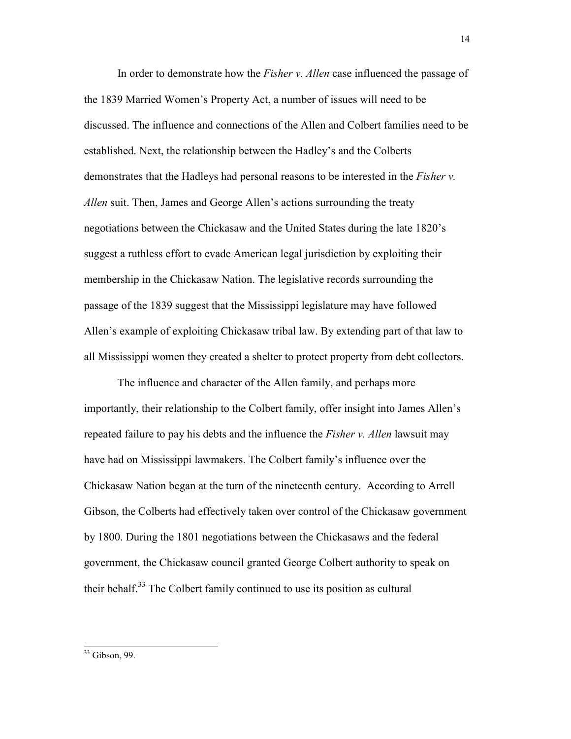In order to demonstrate how the *Fisher v. Allen* case influenced the passage of the 1839 Married Women's Property Act, a number of issues will need to be discussed. The influence and connections of the Allen and Colbert families need to be established. Next, the relationship between the Hadley's and the Colberts demonstrates that the Hadleys had personal reasons to be interested in the *Fisher v. Allen* suit. Then, James and George Allen's actions surrounding the treaty negotiations between the Chickasaw and the United States during the late 1820's suggest a ruthless effort to evade American legal jurisdiction by exploiting their membership in the Chickasaw Nation. The legislative records surrounding the passage of the 1839 suggest that the Mississippi legislature may have followed Allen's example of exploiting Chickasaw tribal law. By extending part of that law to all Mississippi women they created a shelter to protect property from debt collectors.

The influence and character of the Allen family, and perhaps more importantly, their relationship to the Colbert family, offer insight into James Allen's repeated failure to pay his debts and the influence the *Fisher v. Allen* lawsuit may have had on Mississippi lawmakers. The Colbert family's influence over the Chickasaw Nation began at the turn of the nineteenth century. According to Arrell Gibson, the Colberts had effectively taken over control of the Chickasaw government by 1800. During the 1801 negotiations between the Chickasaws and the federal government, the Chickasaw council granted George Colbert authority to speak on their behalf.[33] The Colbert family continued to use its position as cultural

[33] Gibson, 99.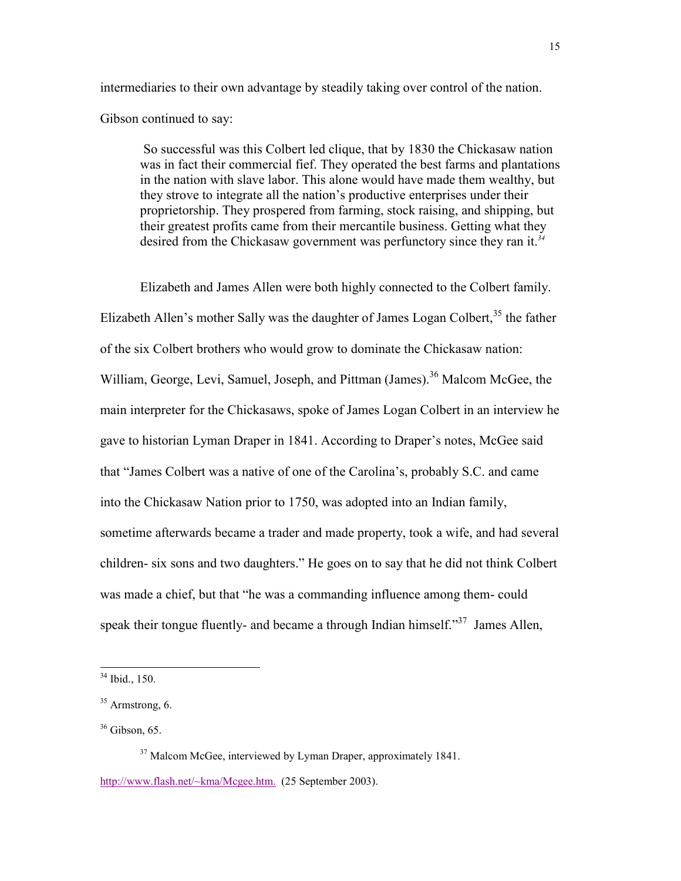intermediaries to their own advantage by steadily taking over control of the nation. Gibson continued to say:

> So successful was this Colbert led clique, that by 1830 the Chickasaw nation was in fact their commercial fief. They operated the best farms and plantations in the nation with slave labor. This alone would have made them wealthy, but they strove to integrate all the nation's productive enterprises under their proprietorship. They prospered from farming, stock raising, and shipping, but their greatest profits came from their mercantile business. Getting what they desired from the Chickasaw government was perfunctory since they ran it.[34]

Elizabeth and James Allen were both highly connected to the Colbert family. Elizabeth Allen's mother Sally was the daughter of James Logan Colbert,[35] the father of the six Colbert brothers who would grow to dominate the Chickasaw nation: William, George, Levi, Samuel, Joseph, and Pittman (James).[36] Malcom McGee, the main interpreter for the Chickasaws, spoke of James Logan Colbert in an interview he gave to historian Lyman Draper in 1841. According to Draper's notes, McGee said that "James Colbert was a native of one of the Carolina's, probably S.C. and came into the Chickasaw Nation prior to 1750, was adopted into an Indian family, sometime afterwards became a trader and made property, took a wife, and had several children- six sons and two daughters." He goes on to say that he did not think Colbert was made a chief, but that "he was a commanding influence among them- could speak their tongue fluently- and became a through Indian himself."[37] James Allen,

---

[34] Ibid., 150.

[35] Armstrong, 6.

[36] Gibson, 65.

[37] Malcom McGee, interviewed by Lyman Draper, approximately 1841. http://www.flash.net/~kma/Mcgee.htm. (25 September 2003).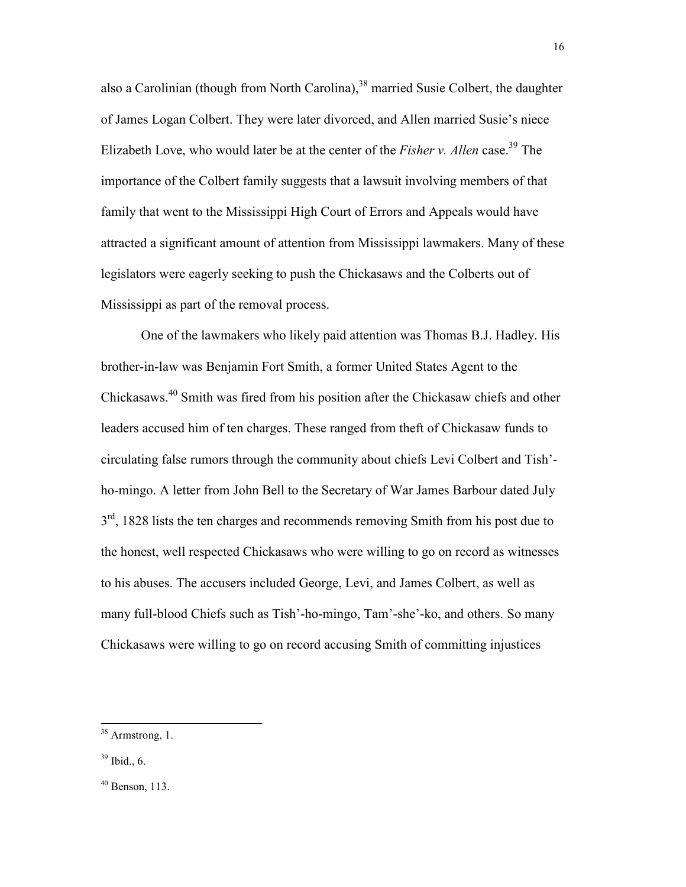also a Carolinian (though from North Carolina),[38] married Susie Colbert, the daughter of James Logan Colbert. They were later divorced, and Allen married Susie's niece Elizabeth Love, who would later be at the center of the *Fisher v. Allen* case.[39] The importance of the Colbert family suggests that a lawsuit involving members of that family that went to the Mississippi High Court of Errors and Appeals would have attracted a significant amount of attention from Mississippi lawmakers. Many of these legislators were eagerly seeking to push the Chickasaws and the Colberts out of Mississippi as part of the removal process.

One of the lawmakers who likely paid attention was Thomas B.J. Hadley. His brother-in-law was Benjamin Fort Smith, a former United States Agent to the Chickasaws.[40] Smith was fired from his position after the Chickasaw chiefs and other leaders accused him of ten charges. These ranged from theft of Chickasaw funds to circulating false rumors through the community about chiefs Levi Colbert and Tish'-ho-mingo. A letter from John Bell to the Secretary of War James Barbour dated July 3rd, 1828 lists the ten charges and recommends removing Smith from his post due to the honest, well respected Chickasaws who were willing to go on record as witnesses to his abuses. The accusers included George, Levi, and James Colbert, as well as many full-blood Chiefs such as Tish'-ho-mingo, Tam'-she'-ko, and others. So many Chickasaws were willing to go on record accusing Smith of committing injustices

---

[38] Armstrong, 1.

[39] Ibid., 6.

[40] Benson, 113.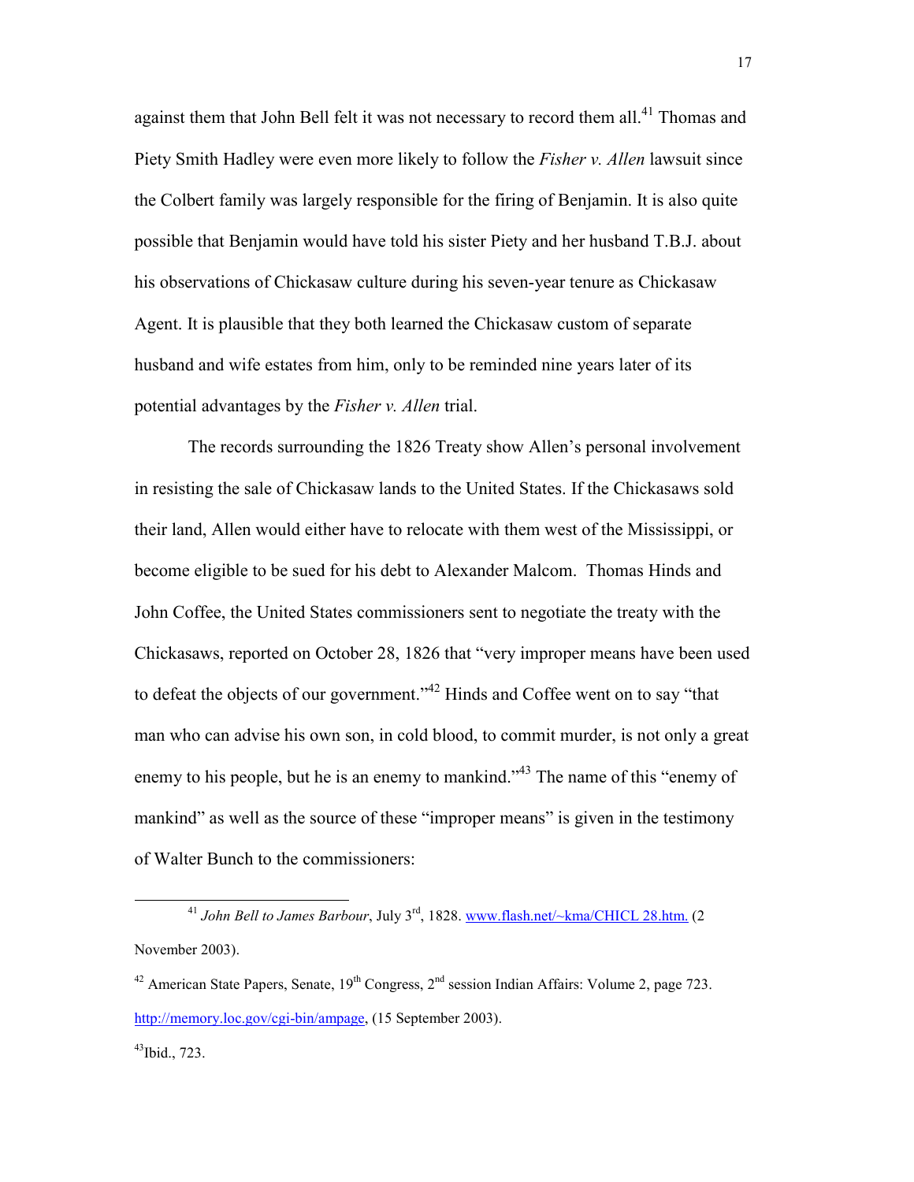against them that John Bell felt it was not necessary to record them all.[41] Thomas and Piety Smith Hadley were even more likely to follow the *Fisher v. Allen* lawsuit since the Colbert family was largely responsible for the firing of Benjamin. It is also quite possible that Benjamin would have told his sister Piety and her husband T.B.J. about his observations of Chickasaw culture during his seven-year tenure as Chickasaw Agent. It is plausible that they both learned the Chickasaw custom of separate husband and wife estates from him, only to be reminded nine years later of its potential advantages by the *Fisher v. Allen* trial.

The records surrounding the 1826 Treaty show Allen's personal involvement in resisting the sale of Chickasaw lands to the United States. If the Chickasaws sold their land, Allen would either have to relocate with them west of the Mississippi, or become eligible to be sued for his debt to Alexander Malcom. Thomas Hinds and John Coffee, the United States commissioners sent to negotiate the treaty with the Chickasaws, reported on October 28, 1826 that "very improper means have been used to defeat the objects of our government."[42] Hinds and Coffee went on to say "that man who can advise his own son, in cold blood, to commit murder, is not only a great enemy to his people, but he is an enemy to mankind."[43] The name of this "enemy of mankind" as well as the source of these "improper means" is given in the testimony of Walter Bunch to the commissioners:

---

[41] *John Bell to James Barbour*, July 3rd, 1828. www.flash.net/~kma/CHICL 28.htm. (2 November 2003).

[42] American State Papers, Senate, 19th Congress, 2nd session Indian Affairs: Volume 2, page 723. http://memory.loc.gov/cgi-bin/ampage, (15 September 2003).

[43] Ibid., 723.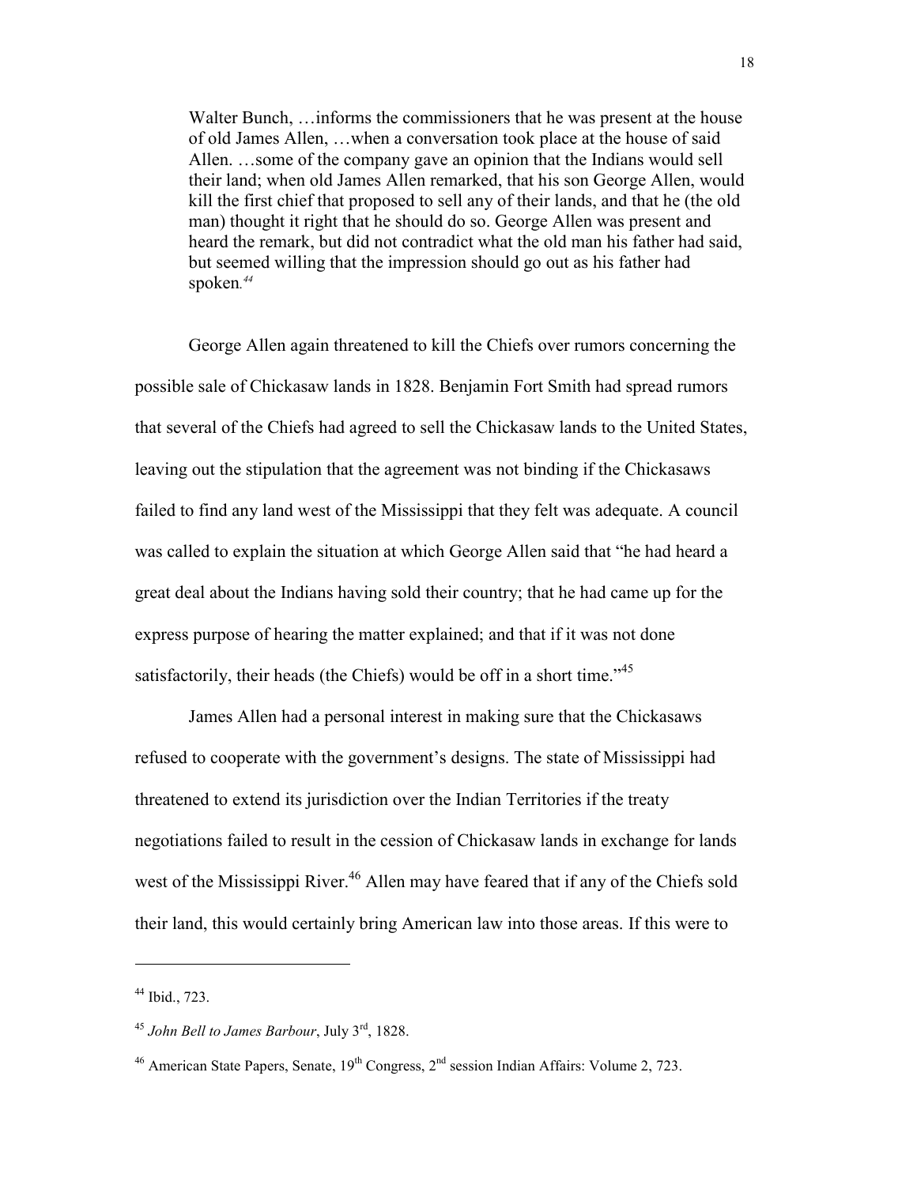> Walter Bunch, …informs the commissioners that he was present at the house of old James Allen, …when a conversation took place at the house of said Allen. …some of the company gave an opinion that the Indians would sell their land; when old James Allen remarked, that his son George Allen, would kill the first chief that proposed to sell any of their lands, and that he (the old man) thought it right that he should do so. George Allen was present and heard the remark, but did not contradict what the old man his father had said, but seemed willing that the impression should go out as his father had spoken.[44]

George Allen again threatened to kill the Chiefs over rumors concerning the possible sale of Chickasaw lands in 1828. Benjamin Fort Smith had spread rumors that several of the Chiefs had agreed to sell the Chickasaw lands to the United States, leaving out the stipulation that the agreement was not binding if the Chickasaws failed to find any land west of the Mississippi that they felt was adequate. A council was called to explain the situation at which George Allen said that "he had heard a great deal about the Indians having sold their country; that he had came up for the express purpose of hearing the matter explained; and that if it was not done satisfactorily, their heads (the Chiefs) would be off in a short time."[45]

James Allen had a personal interest in making sure that the Chickasaws refused to cooperate with the government's designs. The state of Mississippi had threatened to extend its jurisdiction over the Indian Territories if the treaty negotiations failed to result in the cession of Chickasaw lands in exchange for lands west of the Mississippi River.[46] Allen may have feared that if any of the Chiefs sold their land, this would certainly bring American law into those areas. If this were to

---

[44] Ibid., 723.

[45] *John Bell to James Barbour*, July 3rd, 1828.

[46] American State Papers, Senate, 19th Congress, 2nd session Indian Affairs: Volume 2, 723.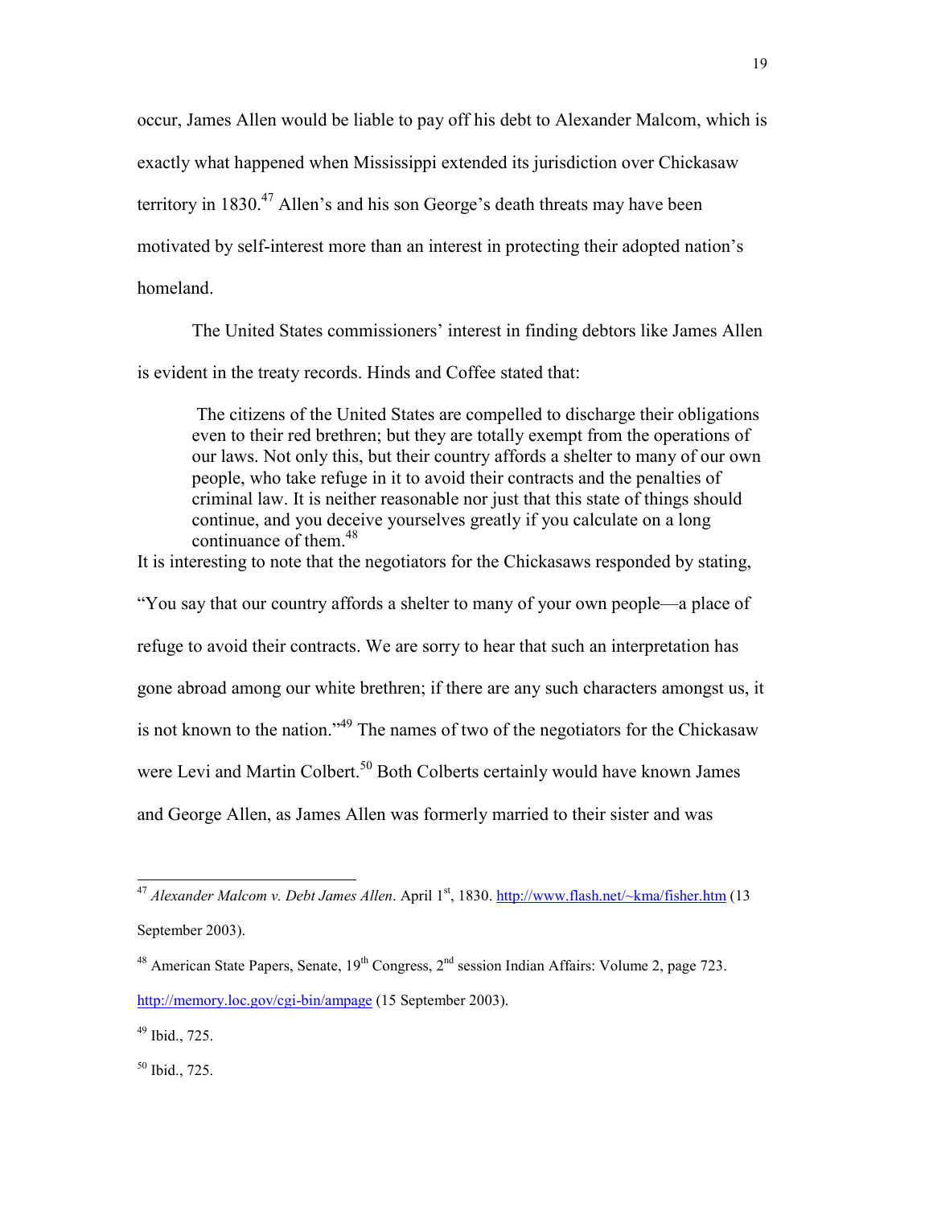occur, James Allen would be liable to pay off his debt to Alexander Malcom, which is exactly what happened when Mississippi extended its jurisdiction over Chickasaw territory in 1830.[47] Allen's and his son George's death threats may have been motivated by self-interest more than an interest in protecting their adopted nation's homeland.

The United States commissioners' interest in finding debtors like James Allen is evident in the treaty records. Hinds and Coffee stated that:

> The citizens of the United States are compelled to discharge their obligations even to their red brethren; but they are totally exempt from the operations of our laws. Not only this, but their country affords a shelter to many of our own people, who take refuge in it to avoid their contracts and the penalties of criminal law. It is neither reasonable nor just that this state of things should continue, and you deceive yourselves greatly if you calculate on a long continuance of them.[48]

It is interesting to note that the negotiators for the Chickasaws responded by stating, "You say that our country affords a shelter to many of your own people—a place of refuge to avoid their contracts. We are sorry to hear that such an interpretation has gone abroad among our white brethren; if there are any such characters amongst us, it is not known to the nation."[49] The names of two of the negotiators for the Chickasaw were Levi and Martin Colbert.[50] Both Colberts certainly would have known James and George Allen, as James Allen was formerly married to their sister and was

---

[47] *Alexander Malcom v. Debt James Allen*. April 1st, 1830. http://www.flash.net/~kma/fisher.htm (13 September 2003).

[48] American State Papers, Senate, 19th Congress, 2nd session Indian Affairs: Volume 2, page 723. http://memory.loc.gov/cgi-bin/ampage (15 September 2003).

[49] Ibid., 725.

[50] Ibid., 725.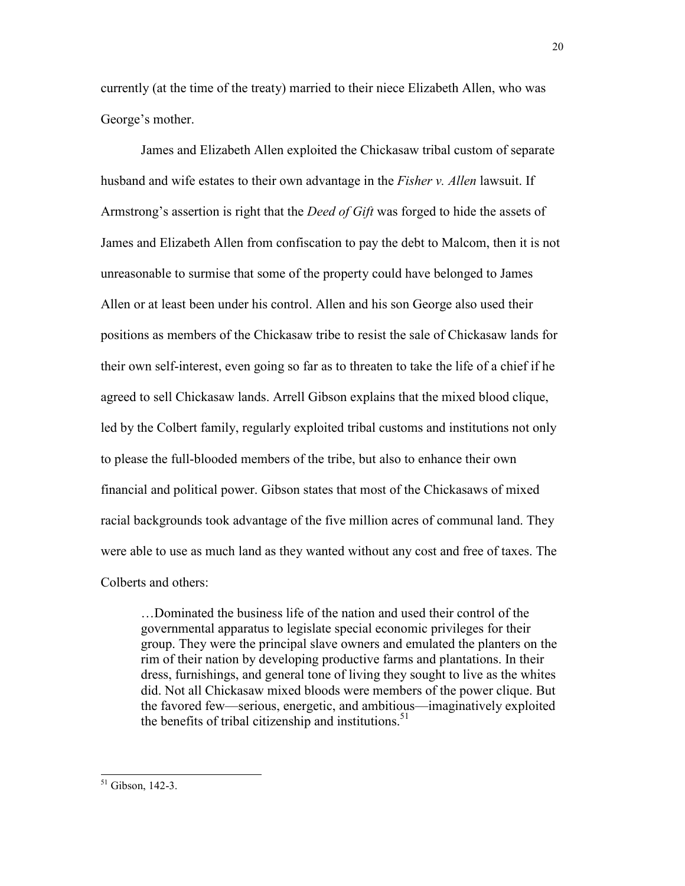currently (at the time of the treaty) married to their niece Elizabeth Allen, who was George's mother.

James and Elizabeth Allen exploited the Chickasaw tribal custom of separate husband and wife estates to their own advantage in the *Fisher v. Allen* lawsuit. If Armstrong's assertion is right that the *Deed of Gift* was forged to hide the assets of James and Elizabeth Allen from confiscation to pay the debt to Malcom, then it is not unreasonable to surmise that some of the property could have belonged to James Allen or at least been under his control. Allen and his son George also used their positions as members of the Chickasaw tribe to resist the sale of Chickasaw lands for their own self-interest, even going so far as to threaten to take the life of a chief if he agreed to sell Chickasaw lands. Arrell Gibson explains that the mixed blood clique, led by the Colbert family, regularly exploited tribal customs and institutions not only to please the full-blooded members of the tribe, but also to enhance their own financial and political power. Gibson states that most of the Chickasaws of mixed racial backgrounds took advantage of the five million acres of communal land. They were able to use as much land as they wanted without any cost and free of taxes. The Colberts and others:

> …Dominated the business life of the nation and used their control of the governmental apparatus to legislate special economic privileges for their group. They were the principal slave owners and emulated the planters on the rim of their nation by developing productive farms and plantations. In their dress, furnishings, and general tone of living they sought to live as the whites did. Not all Chickasaw mixed bloods were members of the power clique. But the favored few—serious, energetic, and ambitious—imaginatively exploited the benefits of tribal citizenship and institutions.[51]

---

[51] Gibson, 142-3.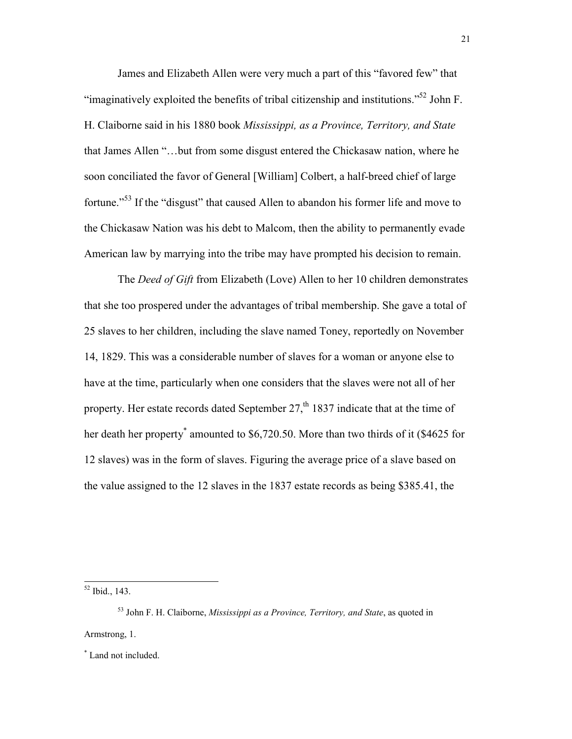James and Elizabeth Allen were very much a part of this "favored few" that "imaginatively exploited the benefits of tribal citizenship and institutions."[52] John F. H. Claiborne said in his 1880 book *Mississippi, as a Province, Territory, and State* that James Allen "…but from some disgust entered the Chickasaw nation, where he soon conciliated the favor of General [William] Colbert, a half-breed chief of large fortune."[53] If the "disgust" that caused Allen to abandon his former life and move to the Chickasaw Nation was his debt to Malcom, then the ability to permanently evade American law by marrying into the tribe may have prompted his decision to remain.

The *Deed of Gift* from Elizabeth (Love) Allen to her 10 children demonstrates that she too prospered under the advantages of tribal membership. She gave a total of 25 slaves to her children, including the slave named Toney, reportedly on November 14, 1829. This was a considerable number of slaves for a woman or anyone else to have at the time, particularly when one considers that the slaves were not all of her property. Her estate records dated September 27,[th] 1837 indicate that at the time of her death her property[*] amounted to $6,720.50. More than two thirds of it ($4625 for 12 slaves) was in the form of slaves. Figuring the average price of a slave based on the value assigned to the 12 slaves in the 1837 estate records as being $385.41, the

---

[52] Ibid., 143.

[53] John F. H. Claiborne, *Mississippi as a Province, Territory, and State*, as quoted in Armstrong, 1.

[*] Land not included.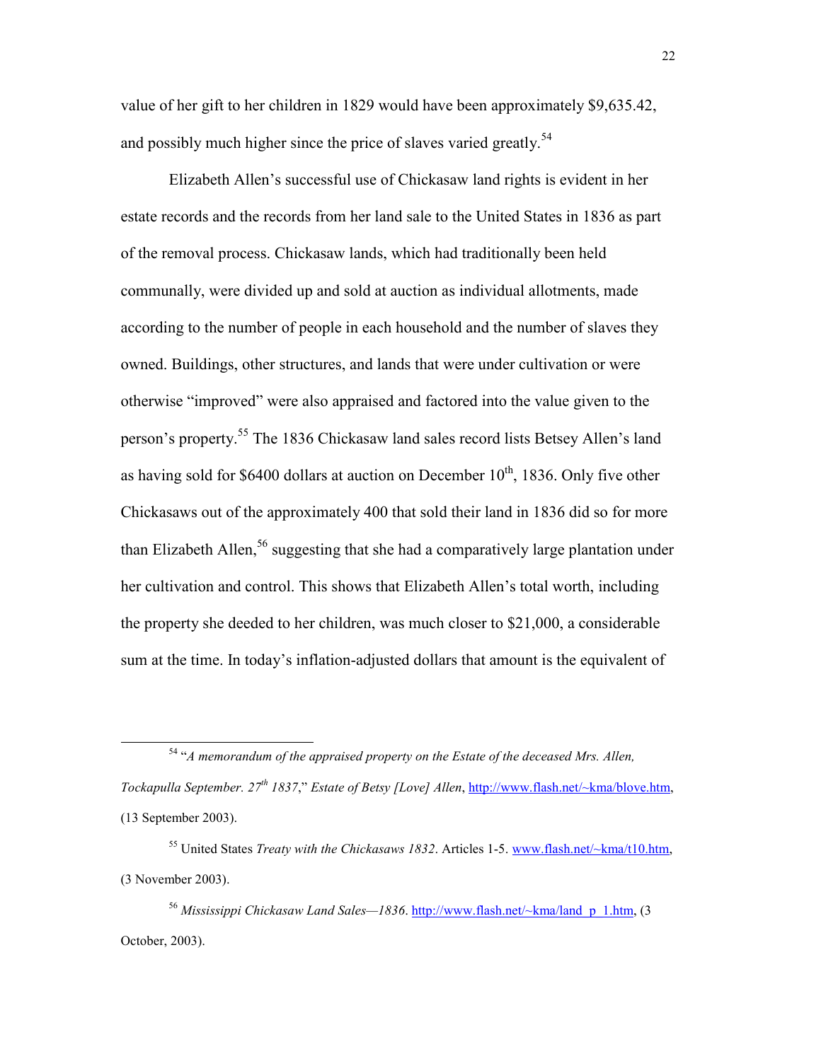value of her gift to her children in 1829 would have been approximately $9,635.42, and possibly much higher since the price of slaves varied greatly.[54]

Elizabeth Allen's successful use of Chickasaw land rights is evident in her estate records and the records from her land sale to the United States in 1836 as part of the removal process. Chickasaw lands, which had traditionally been held communally, were divided up and sold at auction as individual allotments, made according to the number of people in each household and the number of slaves they owned. Buildings, other structures, and lands that were under cultivation or were otherwise "improved" were also appraised and factored into the value given to the person's property.[55] The 1836 Chickasaw land sales record lists Betsey Allen's land as having sold for $6400 dollars at auction on December 10th, 1836. Only five other Chickasaws out of the approximately 400 that sold their land in 1836 did so for more than Elizabeth Allen,[56] suggesting that she had a comparatively large plantation under her cultivation and control. This shows that Elizabeth Allen's total worth, including the property she deeded to her children, was much closer to $21,000, a considerable sum at the time. In today's inflation-adjusted dollars that amount is the equivalent of

---

[54] "*A memorandum of the appraised property on the Estate of the deceased Mrs. Allen, Tockapulla September. 27th 1837*," *Estate of Betsy [Love] Allen*, http://www.flash.net/~kma/blove.htm, (13 September 2003).

[55] United States *Treaty with the Chickasaws 1832*. Articles 1-5. www.flash.net/~kma/t10.htm, (3 November 2003).

[56] *Mississippi Chickasaw Land Sales—1836*. http://www.flash.net/~kma/land_p_1.htm, (3 October, 2003).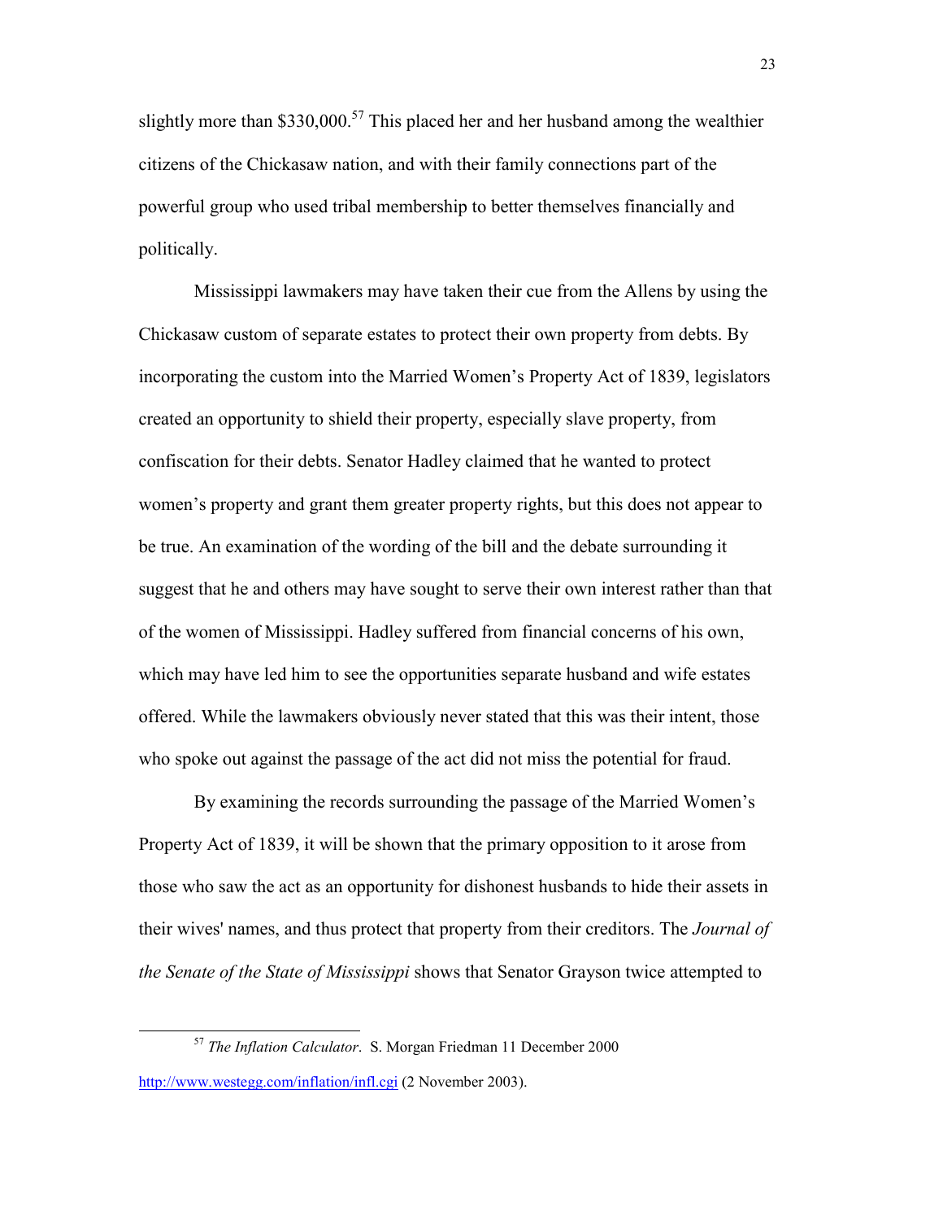slightly more than $330,000.[57] This placed her and her husband among the wealthier citizens of the Chickasaw nation, and with their family connections part of the powerful group who used tribal membership to better themselves financially and politically.

Mississippi lawmakers may have taken their cue from the Allens by using the Chickasaw custom of separate estates to protect their own property from debts. By incorporating the custom into the Married Women's Property Act of 1839, legislators created an opportunity to shield their property, especially slave property, from confiscation for their debts. Senator Hadley claimed that he wanted to protect women's property and grant them greater property rights, but this does not appear to be true. An examination of the wording of the bill and the debate surrounding it suggest that he and others may have sought to serve their own interest rather than that of the women of Mississippi. Hadley suffered from financial concerns of his own, which may have led him to see the opportunities separate husband and wife estates offered. While the lawmakers obviously never stated that this was their intent, those who spoke out against the passage of the act did not miss the potential for fraud.

By examining the records surrounding the passage of the Married Women's Property Act of 1839, it will be shown that the primary opposition to it arose from those who saw the act as an opportunity for dishonest husbands to hide their assets in their wives' names, and thus protect that property from their creditors. The *Journal of the Senate of the State of Mississippi* shows that Senator Grayson twice attempted to

---

[57] *The Inflation Calculator*. S. Morgan Friedman 11 December 2000 http://www.westegg.com/inflation/infl.cgi (2 November 2003).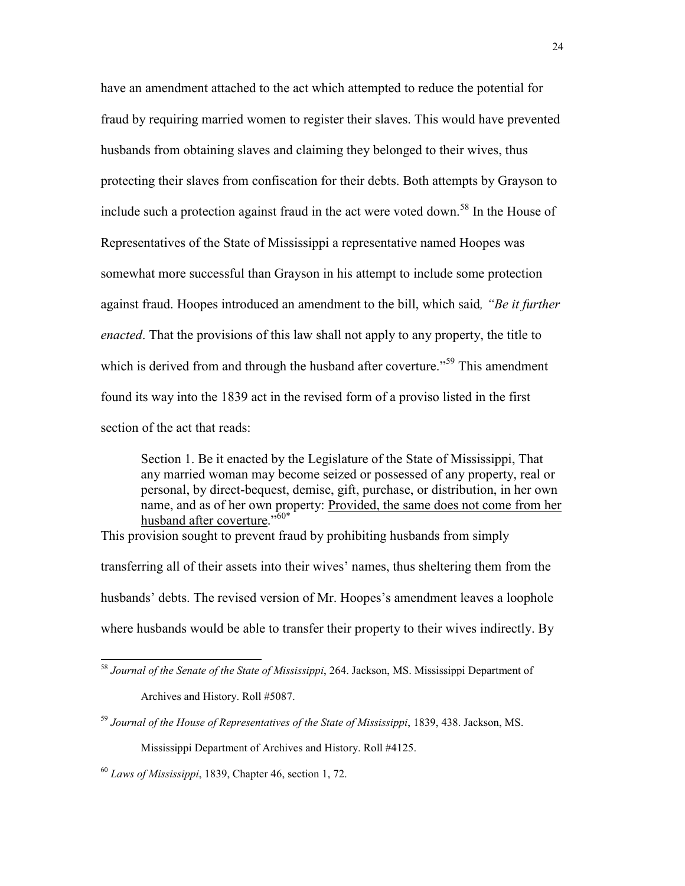have an amendment attached to the act which attempted to reduce the potential for fraud by requiring married women to register their slaves. This would have prevented husbands from obtaining slaves and claiming they belonged to their wives, thus protecting their slaves from confiscation for their debts. Both attempts by Grayson to include such a protection against fraud in the act were voted down.[58] In the House of Representatives of the State of Mississippi a representative named Hoopes was somewhat more successful than Grayson in his attempt to include some protection against fraud. Hoopes introduced an amendment to the bill, which said*, "Be it further enacted*. That the provisions of this law shall not apply to any property, the title to which is derived from and through the husband after coverture."[59] This amendment found its way into the 1839 act in the revised form of a proviso listed in the first section of the act that reads:

> Section 1. Be it enacted by the Legislature of the State of Mississippi, That any married woman may become seized or possessed of any property, real or personal, by direct-bequest, demise, gift, purchase, or distribution, in her own name, and as of her own property: <u>Provided, the same does not come from her husband after coverture</u>."[60*]

This provision sought to prevent fraud by prohibiting husbands from simply transferring all of their assets into their wives' names, thus sheltering them from the husbands' debts. The revised version of Mr. Hoopes's amendment leaves a loophole where husbands would be able to transfer their property to their wives indirectly. By

---

[58] *Journal of the Senate of the State of Mississippi*, 264. Jackson, MS. Mississippi Department of Archives and History. Roll #5087.

[59] *Journal of the House of Representatives of the State of Mississippi*, 1839, 438. Jackson, MS. Mississippi Department of Archives and History. Roll #4125.

[60] *Laws of Mississippi*, 1839, Chapter 46, section 1, 72.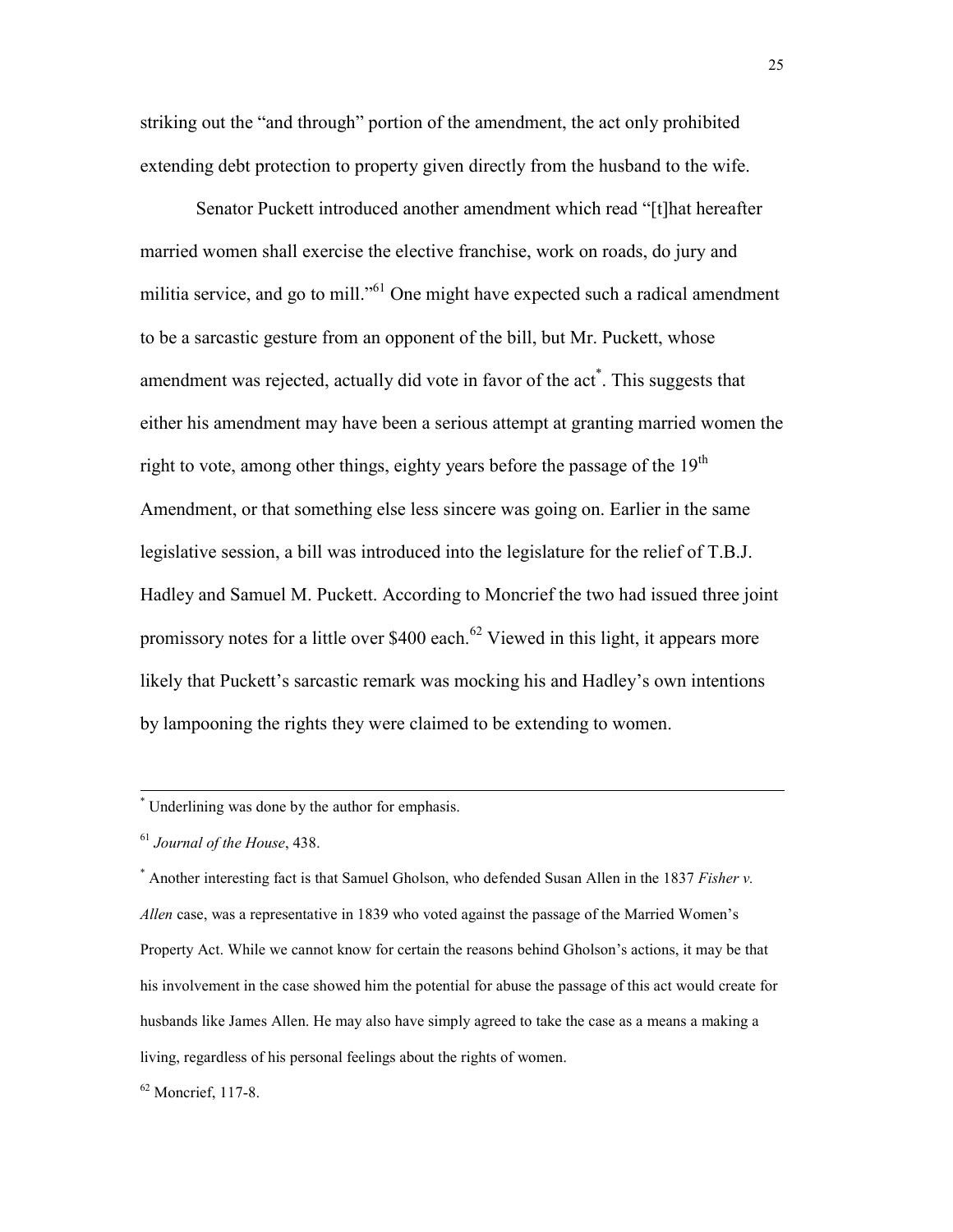striking out the "and through" portion of the amendment, the act only prohibited extending debt protection to property given directly from the husband to the wife.

Senator Puckett introduced another amendment which read "[t]hat hereafter married women shall exercise the elective franchise, work on roads, do jury and militia service, and go to mill."[61] One might have expected such a radical amendment to be a sarcastic gesture from an opponent of the bill, but Mr. Puckett, whose amendment was rejected, actually did vote in favor of the act[*]. This suggests that either his amendment may have been a serious attempt at granting married women the right to vote, among other things, eighty years before the passage of the 19th Amendment, or that something else less sincere was going on. Earlier in the same legislative session, a bill was introduced into the legislature for the relief of T.B.J. Hadley and Samuel M. Puckett. According to Moncrief the two had issued three joint promissory notes for a little over $400 each.[62] Viewed in this light, it appears more likely that Puckett's sarcastic remark was mocking his and Hadley's own intentions by lampooning the rights they were claimed to be extending to women.

---

[*] Underlining was done by the author for emphasis.

[61] *Journal of the House*, 438.

[*] Another interesting fact is that Samuel Gholson, who defended Susan Allen in the 1837 *Fisher v. Allen* case, was a representative in 1839 who voted against the passage of the Married Women's Property Act. While we cannot know for certain the reasons behind Gholson's actions, it may be that his involvement in the case showed him the potential for abuse the passage of this act would create for husbands like James Allen. He may also have simply agreed to take the case as a means a making a living, regardless of his personal feelings about the rights of women.

[62] Moncrief, 117-8.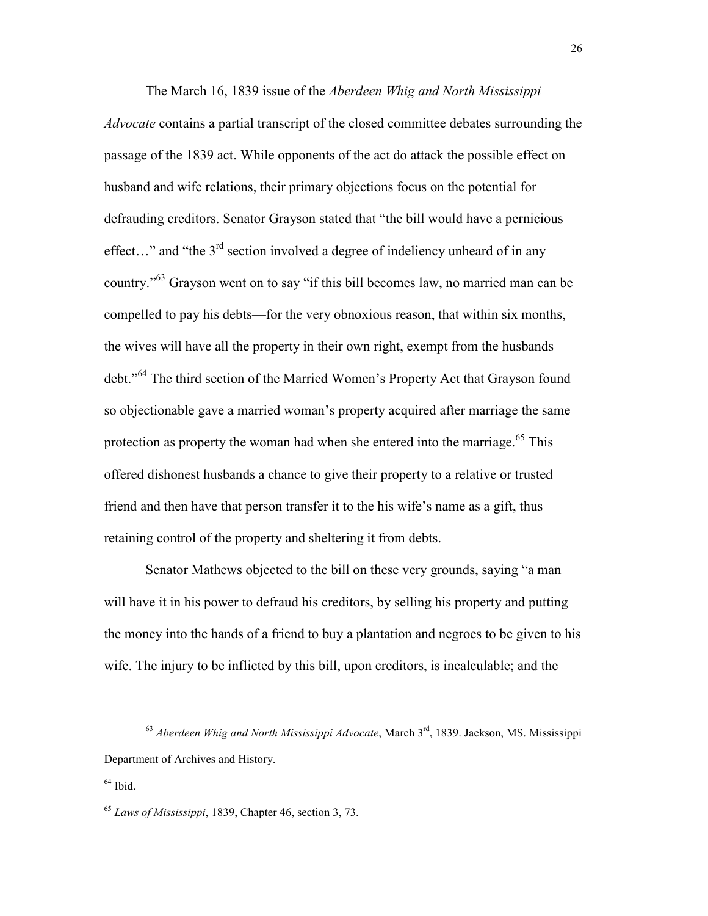The March 16, 1839 issue of the *Aberdeen Whig and North Mississippi Advocate* contains a partial transcript of the closed committee debates surrounding the passage of the 1839 act. While opponents of the act do attack the possible effect on husband and wife relations, their primary objections focus on the potential for defrauding creditors. Senator Grayson stated that "the bill would have a pernicious effect…" and "the 3rd section involved a degree of indeliency unheard of in any country."[63] Grayson went on to say "if this bill becomes law, no married man can be compelled to pay his debts—for the very obnoxious reason, that within six months, the wives will have all the property in their own right, exempt from the husbands debt."[64] The third section of the Married Women's Property Act that Grayson found so objectionable gave a married woman's property acquired after marriage the same protection as property the woman had when she entered into the marriage.[65] This offered dishonest husbands a chance to give their property to a relative or trusted friend and then have that person transfer it to the his wife's name as a gift, thus retaining control of the property and sheltering it from debts.

Senator Mathews objected to the bill on these very grounds, saying "a man will have it in his power to defraud his creditors, by selling his property and putting the money into the hands of a friend to buy a plantation and negroes to be given to his wife. The injury to be inflicted by this bill, upon creditors, is incalculable; and the

---

[63] *Aberdeen Whig and North Mississippi Advocate*, March 3rd, 1839. Jackson, MS. Mississippi Department of Archives and History.

[64] Ibid.

[65] *Laws of Mississippi*, 1839, Chapter 46, section 3, 73.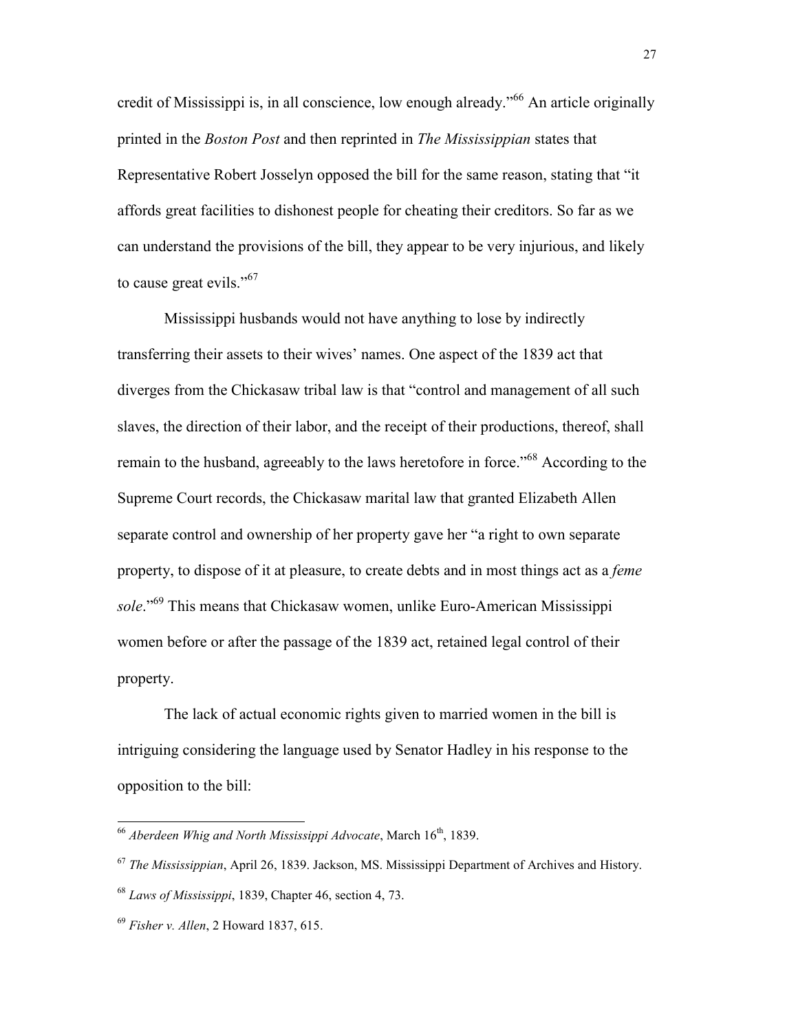credit of Mississippi is, in all conscience, low enough already."[66] An article originally printed in the *Boston Post* and then reprinted in *The Mississippian* states that Representative Robert Josselyn opposed the bill for the same reason, stating that "it affords great facilities to dishonest people for cheating their creditors. So far as we can understand the provisions of the bill, they appear to be very injurious, and likely to cause great evils."[67]

Mississippi husbands would not have anything to lose by indirectly transferring their assets to their wives' names. One aspect of the 1839 act that diverges from the Chickasaw tribal law is that "control and management of all such slaves, the direction of their labor, and the receipt of their productions, thereof, shall remain to the husband, agreeably to the laws heretofore in force."[68] According to the Supreme Court records, the Chickasaw marital law that granted Elizabeth Allen separate control and ownership of her property gave her "a right to own separate property, to dispose of it at pleasure, to create debts and in most things act as a *feme sole*."[69] This means that Chickasaw women, unlike Euro-American Mississippi women before or after the passage of the 1839 act, retained legal control of their property.

The lack of actual economic rights given to married women in the bill is intriguing considering the language used by Senator Hadley in his response to the opposition to the bill:

---

[66] *Aberdeen Whig and North Mississippi Advocate*, March 16th, 1839.

[67] *The Mississippian*, April 26, 1839. Jackson, MS. Mississippi Department of Archives and History.

[68] *Laws of Mississippi*, 1839, Chapter 46, section 4, 73.

[69] *Fisher v. Allen*, 2 Howard 1837, 615.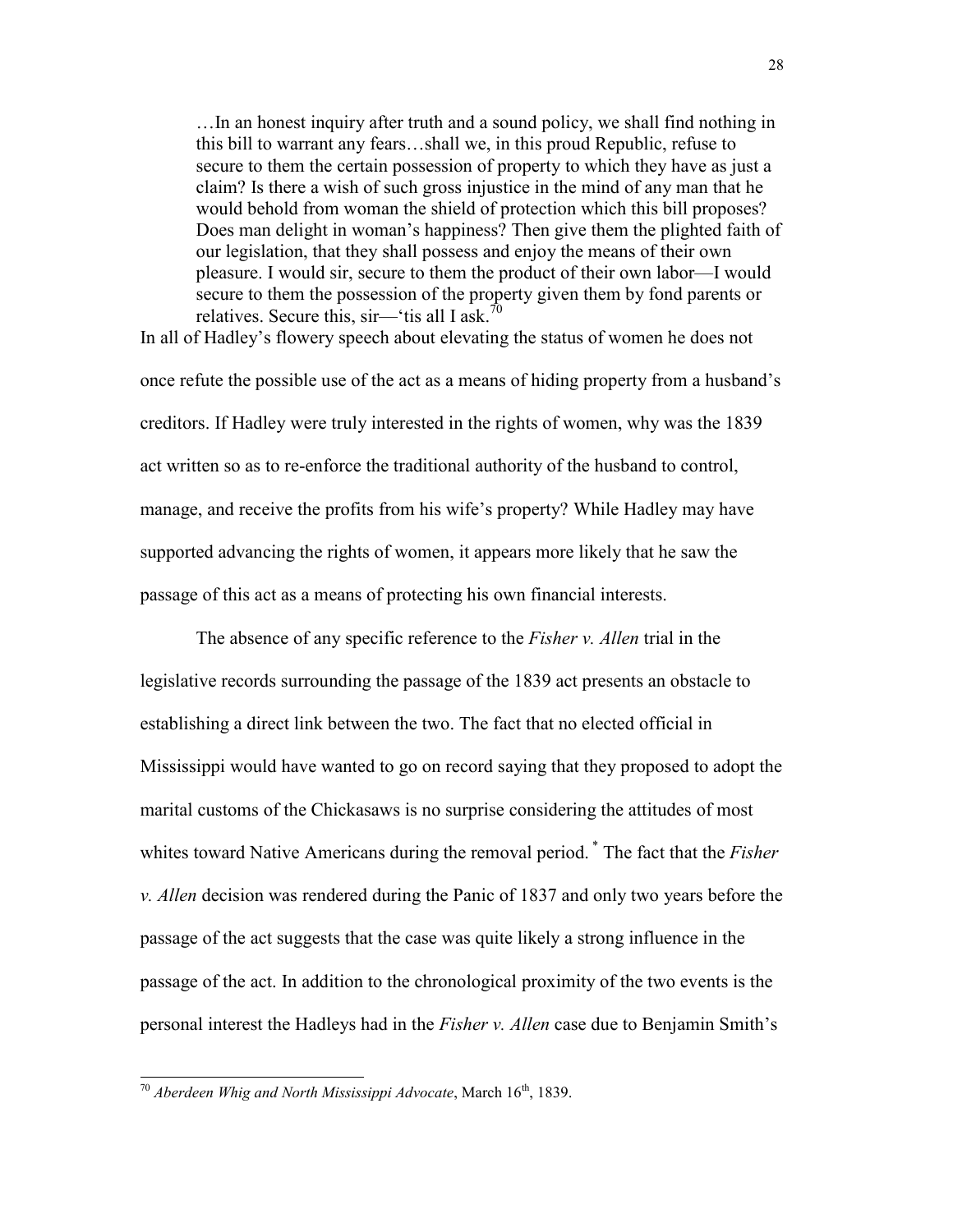> …In an honest inquiry after truth and a sound policy, we shall find nothing in this bill to warrant any fears…shall we, in this proud Republic, refuse to secure to them the certain possession of property to which they have as just a claim? Is there a wish of such gross injustice in the mind of any man that he would behold from woman the shield of protection which this bill proposes? Does man delight in woman's happiness? Then give them the plighted faith of our legislation, that they shall possess and enjoy the means of their own pleasure. I would sir, secure to them the product of their own labor—I would secure to them the possession of the property given them by fond parents or relatives. Secure this, sir—'tis all I ask.[70]

In all of Hadley's flowery speech about elevating the status of women he does not once refute the possible use of the act as a means of hiding property from a husband's creditors. If Hadley were truly interested in the rights of women, why was the 1839 act written so as to re-enforce the traditional authority of the husband to control, manage, and receive the profits from his wife's property? While Hadley may have supported advancing the rights of women, it appears more likely that he saw the passage of this act as a means of protecting his own financial interests.

The absence of any specific reference to the *Fisher v. Allen* trial in the legislative records surrounding the passage of the 1839 act presents an obstacle to establishing a direct link between the two. The fact that no elected official in Mississippi would have wanted to go on record saying that they proposed to adopt the marital customs of the Chickasaws is no surprise considering the attitudes of most whites toward Native Americans during the removal period.[*] The fact that the *Fisher v. Allen* decision was rendered during the Panic of 1837 and only two years before the passage of the act suggests that the case was quite likely a strong influence in the passage of the act. In addition to the chronological proximity of the two events is the personal interest the Hadleys had in the *Fisher v. Allen* case due to Benjamin Smith's

[70] *Aberdeen Whig and North Mississippi Advocate*, March 16th, 1839.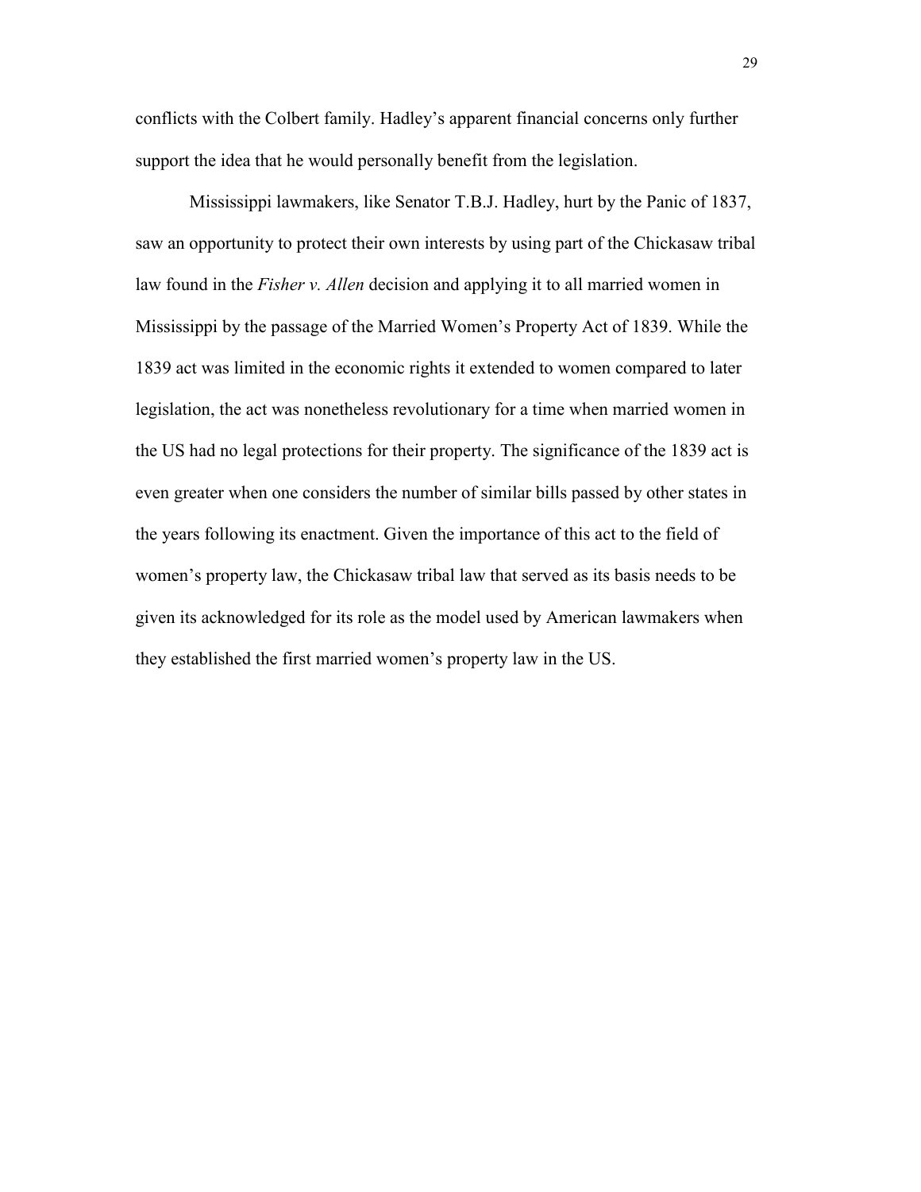conflicts with the Colbert family. Hadley's apparent financial concerns only further support the idea that he would personally benefit from the legislation.

Mississippi lawmakers, like Senator T.B.J. Hadley, hurt by the Panic of 1837, saw an opportunity to protect their own interests by using part of the Chickasaw tribal law found in the *Fisher v. Allen* decision and applying it to all married women in Mississippi by the passage of the Married Women's Property Act of 1839. While the 1839 act was limited in the economic rights it extended to women compared to later legislation, the act was nonetheless revolutionary for a time when married women in the US had no legal protections for their property. The significance of the 1839 act is even greater when one considers the number of similar bills passed by other states in the years following its enactment. Given the importance of this act to the field of women's property law, the Chickasaw tribal law that served as its basis needs to be given its acknowledged for its role as the model used by American lawmakers when they established the first married women's property law in the US.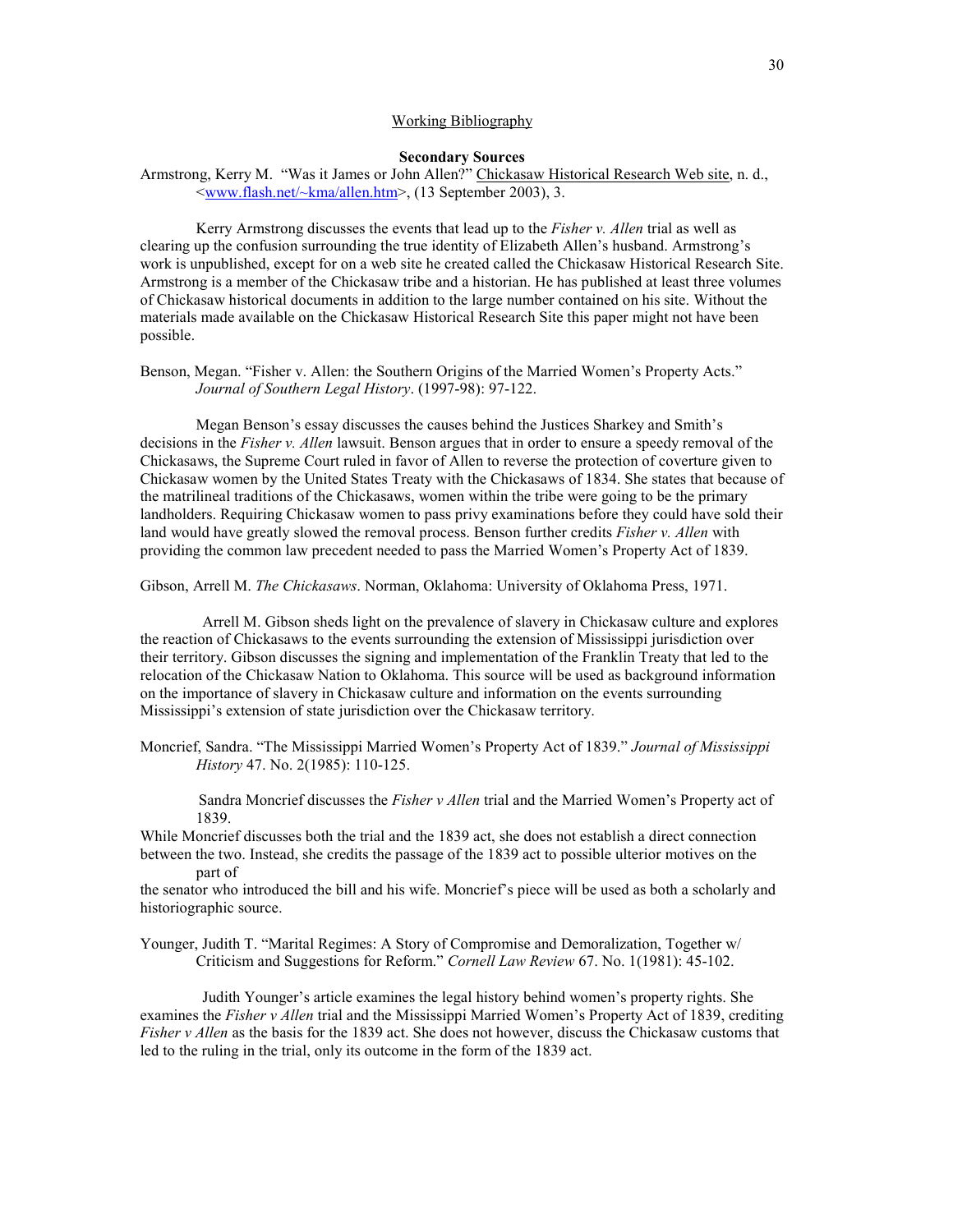## Working Bibliography

### Secondary Sources

Armstrong, Kerry M. "Was it James or John Allen?" Chickasaw Historical Research Web site, n. d., <www.flash.net/~kma/allen.htm>, (13 September 2003), 3.

Kerry Armstrong discusses the events that lead up to the *Fisher v. Allen* trial as well as clearing up the confusion surrounding the true identity of Elizabeth Allen's husband. Armstrong's work is unpublished, except for on a web site he created called the Chickasaw Historical Research Site. Armstrong is a member of the Chickasaw tribe and a historian. He has published at least three volumes of Chickasaw historical documents in addition to the large number contained on his site. Without the materials made available on the Chickasaw Historical Research Site this paper might not have been possible.

Benson, Megan. "Fisher v. Allen: the Southern Origins of the Married Women's Property Acts." *Journal of Southern Legal History*. (1997-98): 97-122.

Megan Benson's essay discusses the causes behind the Justices Sharkey and Smith's decisions in the *Fisher v. Allen* lawsuit. Benson argues that in order to ensure a speedy removal of the Chickasaws, the Supreme Court ruled in favor of Allen to reverse the protection of coverture given to Chickasaw women by the United States Treaty with the Chickasaws of 1834. She states that because of the matrilineal traditions of the Chickasaws, women within the tribe were going to be the primary landholders. Requiring Chickasaw women to pass privy examinations before they could have sold their land would have greatly slowed the removal process. Benson further credits *Fisher v. Allen* with providing the common law precedent needed to pass the Married Women's Property Act of 1839.

Gibson, Arrell M. *The Chickasaws*. Norman, Oklahoma: University of Oklahoma Press, 1971.

Arrell M. Gibson sheds light on the prevalence of slavery in Chickasaw culture and explores the reaction of Chickasaws to the events surrounding the extension of Mississippi jurisdiction over their territory. Gibson discusses the signing and implementation of the Franklin Treaty that led to the relocation of the Chickasaw Nation to Oklahoma. This source will be used as background information on the importance of slavery in Chickasaw culture and information on the events surrounding Mississippi's extension of state jurisdiction over the Chickasaw territory.

Moncrief, Sandra. "The Mississippi Married Women's Property Act of 1839." *Journal of Mississippi History* 47. No. 2(1985): 110-125.

Sandra Moncrief discusses the *Fisher v Allen* trial and the Married Women's Property act of 1839.

While Moncrief discusses both the trial and the 1839 act, she does not establish a direct connection between the two. Instead, she credits the passage of the 1839 act to possible ulterior motives on the part of the senator who introduced the bill and his wife. Moncrief's piece will be used as both a scholarly and historiographic source.

Younger, Judith T. "Marital Regimes: A Story of Compromise and Demoralization, Together w/ Criticism and Suggestions for Reform." *Cornell Law Review* 67. No. 1(1981): 45-102.

Judith Younger's article examines the legal history behind women's property rights. She examines the *Fisher v Allen* trial and the Mississippi Married Women's Property Act of 1839, crediting *Fisher v Allen* as the basis for the 1839 act. She does not however, discuss the Chickasaw customs that led to the ruling in the trial, only its outcome in the form of the 1839 act.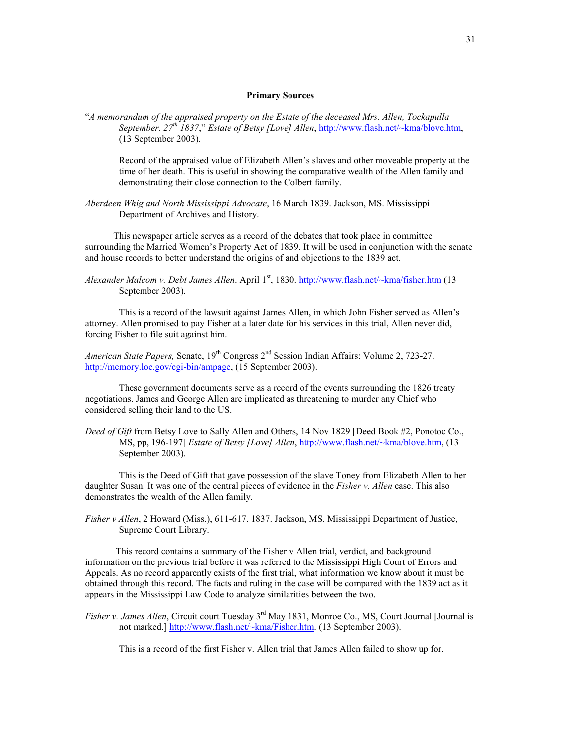## Primary Sources

"*A memorandum of the appraised property on the Estate of the deceased Mrs. Allen, Tockapulla September. 27th 1837*," *Estate of Betsy [Love] Allen*, http://www.flash.net/~kma/blove.htm, (13 September 2003).

Record of the appraised value of Elizabeth Allen's slaves and other moveable property at the time of her death. This is useful in showing the comparative wealth of the Allen family and demonstrating their close connection to the Colbert family.

*Aberdeen Whig and North Mississippi Advocate*, 16 March 1839. Jackson, MS. Mississippi Department of Archives and History.

This newspaper article serves as a record of the debates that took place in committee surrounding the Married Women's Property Act of 1839. It will be used in conjunction with the senate and house records to better understand the origins of and objections to the 1839 act.

*Alexander Malcom v. Debt James Allen*. April 1st, 1830. http://www.flash.net/~kma/fisher.htm (13 September 2003).

This is a record of the lawsuit against James Allen, in which John Fisher served as Allen's attorney. Allen promised to pay Fisher at a later date for his services in this trial, Allen never did, forcing Fisher to file suit against him.

*American State Papers,* Senate, 19th Congress 2nd Session Indian Affairs: Volume 2, 723-27. http://memory.loc.gov/cgi-bin/ampage, (15 September 2003).

These government documents serve as a record of the events surrounding the 1826 treaty negotiations. James and George Allen are implicated as threatening to murder any Chief who considered selling their land to the US.

*Deed of Gift* from Betsy Love to Sally Allen and Others, 14 Nov 1829 [Deed Book #2, Ponotoc Co., MS, pp, 196-197] *Estate of Betsy [Love] Allen*, http://www.flash.net/~kma/blove.htm, (13 September 2003).

This is the Deed of Gift that gave possession of the slave Toney from Elizabeth Allen to her daughter Susan. It was one of the central pieces of evidence in the *Fisher v. Allen* case. This also demonstrates the wealth of the Allen family.

*Fisher v Allen*, 2 Howard (Miss.), 611-617. 1837. Jackson, MS. Mississippi Department of Justice, Supreme Court Library.

This record contains a summary of the Fisher v Allen trial, verdict, and background information on the previous trial before it was referred to the Mississippi High Court of Errors and Appeals. As no record apparently exists of the first trial, what information we know about it must be obtained through this record. The facts and ruling in the case will be compared with the 1839 act as it appears in the Mississippi Law Code to analyze similarities between the two.

*Fisher v. James Allen*, Circuit court Tuesday 3rd May 1831, Monroe Co., MS, Court Journal [Journal is not marked.] http://www.flash.net/~kma/Fisher.htm. (13 September 2003).

This is a record of the first Fisher v. Allen trial that James Allen failed to show up for.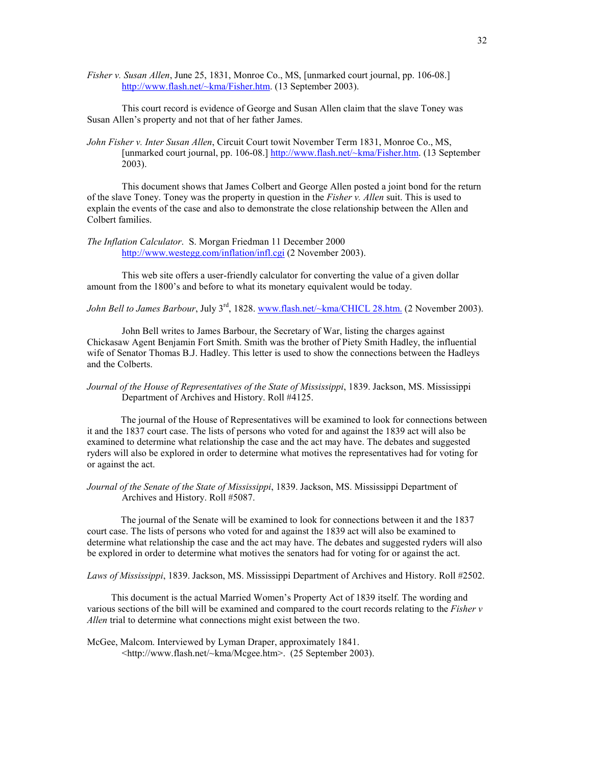*Fisher v. Susan Allen*, June 25, 1831, Monroe Co., MS, [unmarked court journal, pp. 106-08.] http://www.flash.net/~kma/Fisher.htm. (13 September 2003).

This court record is evidence of George and Susan Allen claim that the slave Toney was Susan Allen's property and not that of her father James.

*John Fisher v. Inter Susan Allen*, Circuit Court towit November Term 1831, Monroe Co., MS, [unmarked court journal, pp. 106-08.] http://www.flash.net/~kma/Fisher.htm. (13 September 2003).

This document shows that James Colbert and George Allen posted a joint bond for the return of the slave Toney. Toney was the property in question in the *Fisher v. Allen* suit. This is used to explain the events of the case and also to demonstrate the close relationship between the Allen and Colbert families.

*The Inflation Calculator*. S. Morgan Friedman 11 December 2000 http://www.westegg.com/inflation/infl.cgi (2 November 2003).

This web site offers a user-friendly calculator for converting the value of a given dollar amount from the 1800's and before to what its monetary equivalent would be today.

*John Bell to James Barbour*, July 3rd, 1828. www.flash.net/~kma/CHICL 28.htm. (2 November 2003).

John Bell writes to James Barbour, the Secretary of War, listing the charges against Chickasaw Agent Benjamin Fort Smith. Smith was the brother of Piety Smith Hadley, the influential wife of Senator Thomas B.J. Hadley. This letter is used to show the connections between the Hadleys and the Colberts.

*Journal of the House of Representatives of the State of Mississippi*, 1839. Jackson, MS. Mississippi Department of Archives and History. Roll #4125.

The journal of the House of Representatives will be examined to look for connections between it and the 1837 court case. The lists of persons who voted for and against the 1839 act will also be examined to determine what relationship the case and the act may have. The debates and suggested ryders will also be explored in order to determine what motives the representatives had for voting for or against the act.

*Journal of the Senate of the State of Mississippi*, 1839. Jackson, MS. Mississippi Department of Archives and History. Roll #5087.

The journal of the Senate will be examined to look for connections between it and the 1837 court case. The lists of persons who voted for and against the 1839 act will also be examined to determine what relationship the case and the act may have. The debates and suggested ryders will also be explored in order to determine what motives the senators had for voting for or against the act.

*Laws of Mississippi*, 1839. Jackson, MS. Mississippi Department of Archives and History. Roll #2502.

This document is the actual Married Women's Property Act of 1839 itself. The wording and various sections of the bill will be examined and compared to the court records relating to the *Fisher v Allen* trial to determine what connections might exist between the two.

McGee, Malcom. Interviewed by Lyman Draper, approximately 1841. <http://www.flash.net/~kma/Mcgee.htm>. (25 September 2003).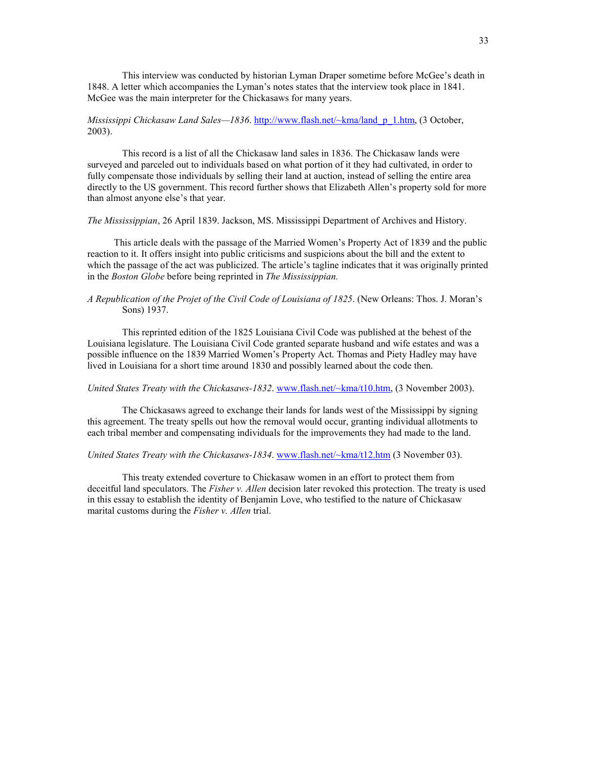This interview was conducted by historian Lyman Draper sometime before McGee's death in 1848. A letter which accompanies the Lyman's notes states that the interview took place in 1841. McGee was the main interpreter for the Chickasaws for many years.

*Mississippi Chickasaw Land Sales—1836*. http://www.flash.net/~kma/land_p_1.htm, (3 October, 2003).

This record is a list of all the Chickasaw land sales in 1836. The Chickasaw lands were surveyed and parceled out to individuals based on what portion of it they had cultivated, in order to fully compensate those individuals by selling their land at auction, instead of selling the entire area directly to the US government. This record further shows that Elizabeth Allen's property sold for more than almost anyone else's that year.

*The Mississippian*, 26 April 1839. Jackson, MS. Mississippi Department of Archives and History.

This article deals with the passage of the Married Women's Property Act of 1839 and the public reaction to it. It offers insight into public criticisms and suspicions about the bill and the extent to which the passage of the act was publicized. The article's tagline indicates that it was originally printed in the *Boston Globe* before being reprinted in *The Mississippian.*

*A Republication of the Projet of the Civil Code of Louisiana of 1825*. (New Orleans: Thos. J. Moran's Sons) 1937.

This reprinted edition of the 1825 Louisiana Civil Code was published at the behest of the Louisiana legislature. The Louisiana Civil Code granted separate husband and wife estates and was a possible influence on the 1839 Married Women's Property Act. Thomas and Piety Hadley may have lived in Louisiana for a short time around 1830 and possibly learned about the code then.

*United States Treaty with the Chickasaws-1832*. www.flash.net/~kma/t10.htm, (3 November 2003).

The Chickasaws agreed to exchange their lands for lands west of the Mississippi by signing this agreement. The treaty spells out how the removal would occur, granting individual allotments to each tribal member and compensating individuals for the improvements they had made to the land.

*United States Treaty with the Chickasaws-1834*. www.flash.net/~kma/t12.htm (3 November 03).

This treaty extended coverture to Chickasaw women in an effort to protect them from deceitful land speculators. The *Fisher v. Allen* decision later revoked this protection. The treaty is used in this essay to establish the identity of Benjamin Love, who testified to the nature of Chickasaw marital customs during the *Fisher v. Allen* trial.